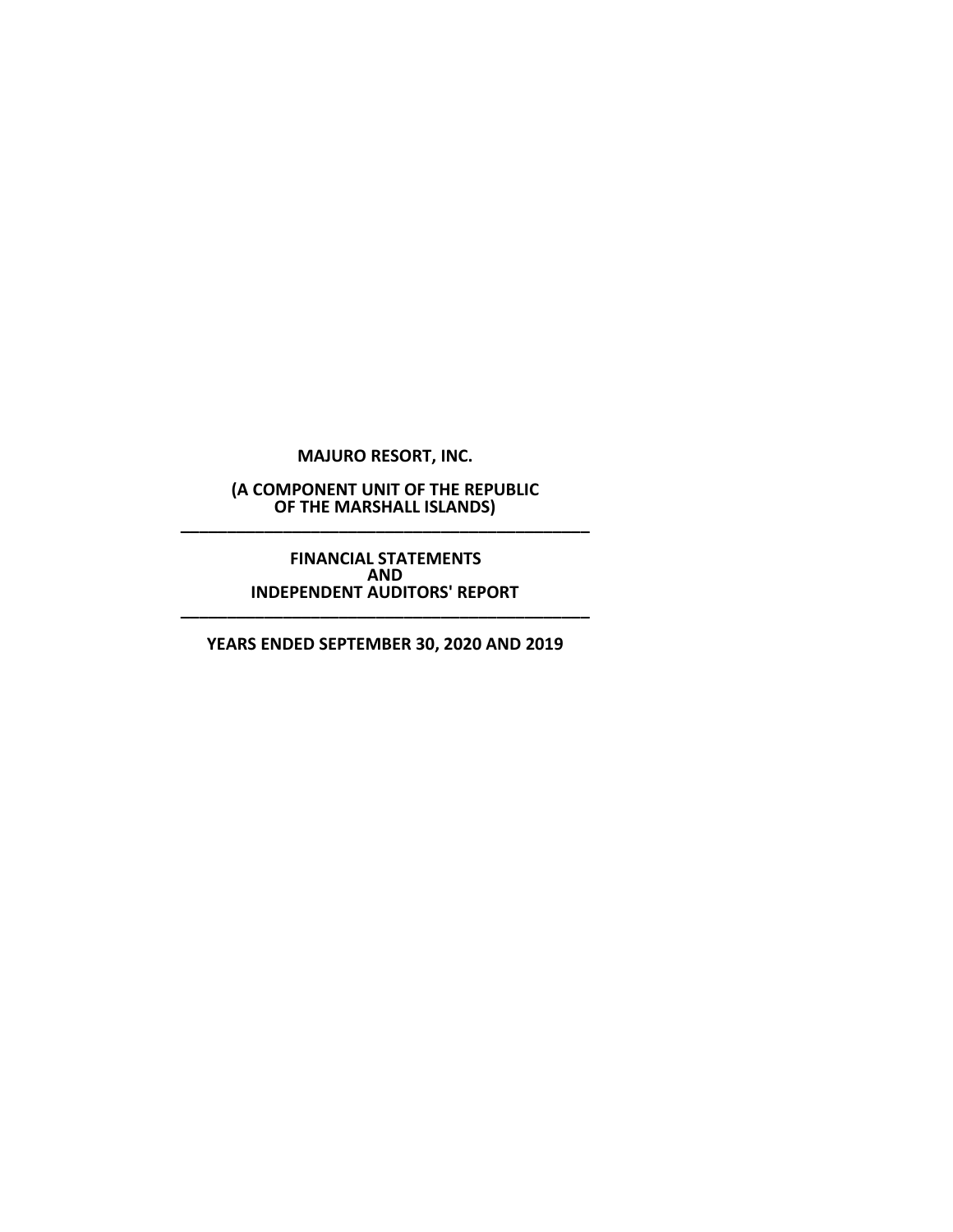# MAJURO RESORT, INC.

**(A COMPONENT UNIT OF THE REPUBLIC OF THE MARSHALL ISLANDS)**

---

**FINANCIAL STATEMENTS AND INDEPENDENT AUDITORS' REPORT**

---

**YEARS ENDED SEPTEMBER 30, 2020 AND 2019**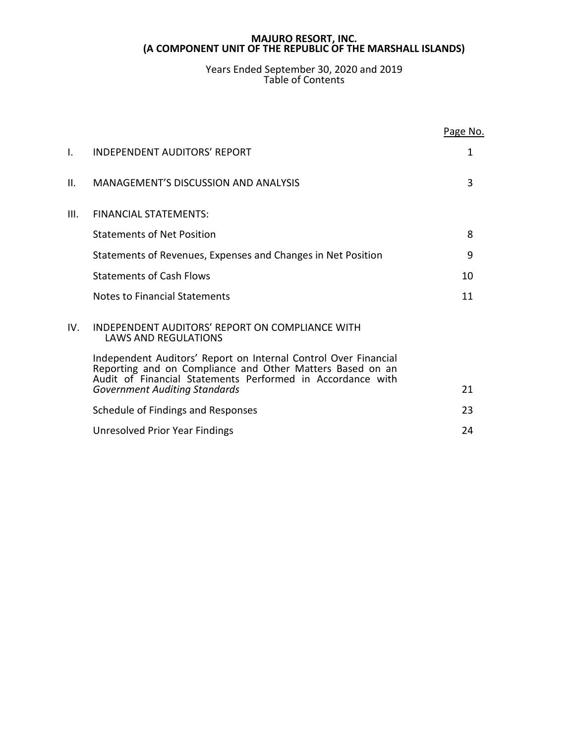**MAJURO RESORT, INC.**
**(A COMPONENT UNIT OF THE REPUBLIC OF THE MARSHALL ISLANDS)**

Years Ended September 30, 2020 and 2019
Table of Contents

| | | Page No. |
|---|---|---|
| I. | INDEPENDENT AUDITORS' REPORT | 1 |
| II. | MANAGEMENT'S DISCUSSION AND ANALYSIS | 3 |
| III. | FINANCIAL STATEMENTS: | |
| | Statements of Net Position | 8 |
| | Statements of Revenues, Expenses and Changes in Net Position | 9 |
| | Statements of Cash Flows | 10 |
| | Notes to Financial Statements | 11 |
| IV. | INDEPENDENT AUDITORS' REPORT ON COMPLIANCE WITH LAWS AND REGULATIONS | |
| | Independent Auditors' Report on Internal Control Over Financial Reporting and on Compliance and Other Matters Based on an Audit of Financial Statements Performed in Accordance with *Government Auditing Standards* | 21 |
| | Schedule of Findings and Responses | 23 |
| | Unresolved Prior Year Findings | 24 |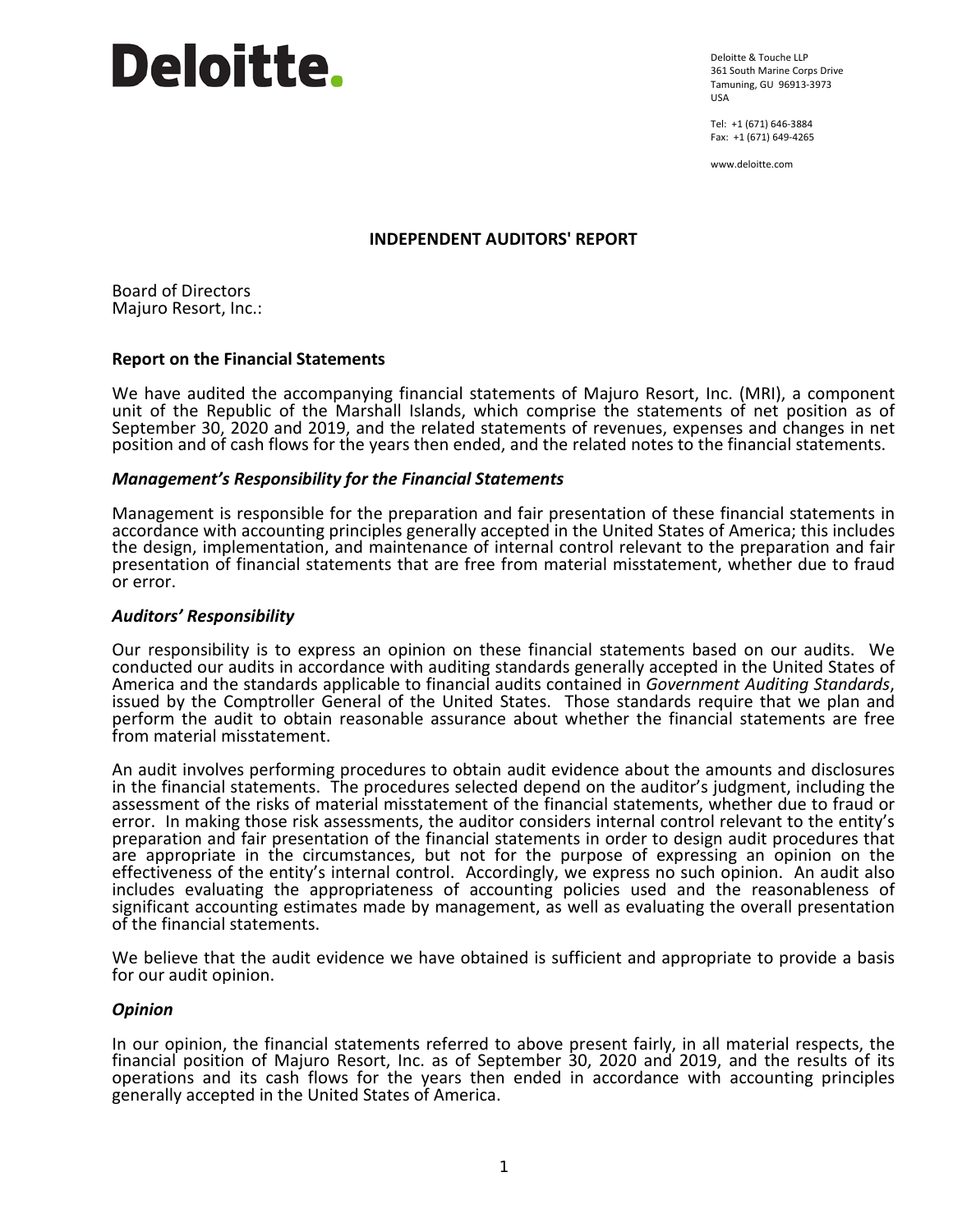Deloitte.

Deloitte & Touche LLP
361 South Marine Corps Drive
Tamuning, GU 96913-3973
USA

Tel: +1 (671) 646-3884
Fax: +1 (671) 649-4265

www.deloitte.com

## INDEPENDENT AUDITORS' REPORT

Board of Directors
Majuro Resort, Inc.:

### Report on the Financial Statements

We have audited the accompanying financial statements of Majuro Resort, Inc. (MRI), a component unit of the Republic of the Marshall Islands, which comprise the statements of net position as of September 30, 2020 and 2019, and the related statements of revenues, expenses and changes in net position and of cash flows for the years then ended, and the related notes to the financial statements.

#### *Management's Responsibility for the Financial Statements*

Management is responsible for the preparation and fair presentation of these financial statements in accordance with accounting principles generally accepted in the United States of America; this includes the design, implementation, and maintenance of internal control relevant to the preparation and fair presentation of financial statements that are free from material misstatement, whether due to fraud or error.

#### *Auditors' Responsibility*

Our responsibility is to express an opinion on these financial statements based on our audits. We conducted our audits in accordance with auditing standards generally accepted in the United States of America and the standards applicable to financial audits contained in *Government Auditing Standards*, issued by the Comptroller General of the United States. Those standards require that we plan and perform the audit to obtain reasonable assurance about whether the financial statements are free from material misstatement.

An audit involves performing procedures to obtain audit evidence about the amounts and disclosures in the financial statements. The procedures selected depend on the auditor's judgment, including the assessment of the risks of material misstatement of the financial statements, whether due to fraud or error. In making those risk assessments, the auditor considers internal control relevant to the entity's preparation and fair presentation of the financial statements in order to design audit procedures that are appropriate in the circumstances, but not for the purpose of expressing an opinion on the effectiveness of the entity's internal control. Accordingly, we express no such opinion. An audit also includes evaluating the appropriateness of accounting policies used and the reasonableness of significant accounting estimates made by management, as well as evaluating the overall presentation of the financial statements.

We believe that the audit evidence we have obtained is sufficient and appropriate to provide a basis for our audit opinion.

#### *Opinion*

In our opinion, the financial statements referred to above present fairly, in all material respects, the financial position of Majuro Resort, Inc. as of September 30, 2020 and 2019, and the results of its operations and its cash flows for the years then ended in accordance with accounting principles generally accepted in the United States of America.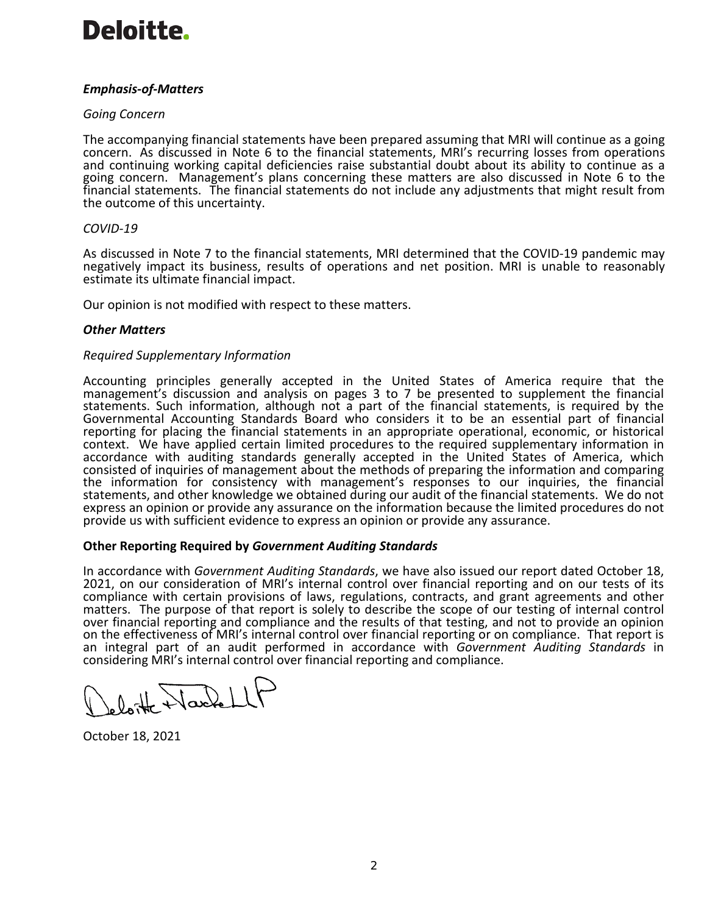Deloitte.

***Emphasis-of-Matters***

*Going Concern*

The accompanying financial statements have been prepared assuming that MRI will continue as a going concern. As discussed in Note 6 to the financial statements, MRI's recurring losses from operations and continuing working capital deficiencies raise substantial doubt about its ability to continue as a going concern. Management's plans concerning these matters are also discussed in Note 6 to the financial statements. The financial statements do not include any adjustments that might result from the outcome of this uncertainty.

*COVID-19*

As discussed in Note 7 to the financial statements, MRI determined that the COVID-19 pandemic may negatively impact its business, results of operations and net position. MRI is unable to reasonably estimate its ultimate financial impact.

Our opinion is not modified with respect to these matters.

***Other Matters***

*Required Supplementary Information*

Accounting principles generally accepted in the United States of America require that the management's discussion and analysis on pages 3 to 7 be presented to supplement the financial statements. Such information, although not a part of the financial statements, is required by the Governmental Accounting Standards Board who considers it to be an essential part of financial reporting for placing the financial statements in an appropriate operational, economic, or historical context. We have applied certain limited procedures to the required supplementary information in accordance with auditing standards generally accepted in the United States of America, which consisted of inquiries of management about the methods of preparing the information and comparing the information for consistency with management's responses to our inquiries, the financial statements, and other knowledge we obtained during our audit of the financial statements. We do not express an opinion or provide any assurance on the information because the limited procedures do not provide us with sufficient evidence to express an opinion or provide any assurance.

**Other Reporting Required by *Government Auditing Standards***

In accordance with *Government Auditing Standards*, we have also issued our report dated October 18, 2021, on our consideration of MRI's internal control over financial reporting and on our tests of its compliance with certain provisions of laws, regulations, contracts, and grant agreements and other matters. The purpose of that report is solely to describe the scope of our testing of internal control over financial reporting and compliance and the results of that testing, and not to provide an opinion on the effectiveness of MRI's internal control over financial reporting or on compliance. That report is an integral part of an audit performed in accordance with *Government Auditing Standards* in considering MRI's internal control over financial reporting and compliance.

Deloitte & Touche LLP

October 18, 2021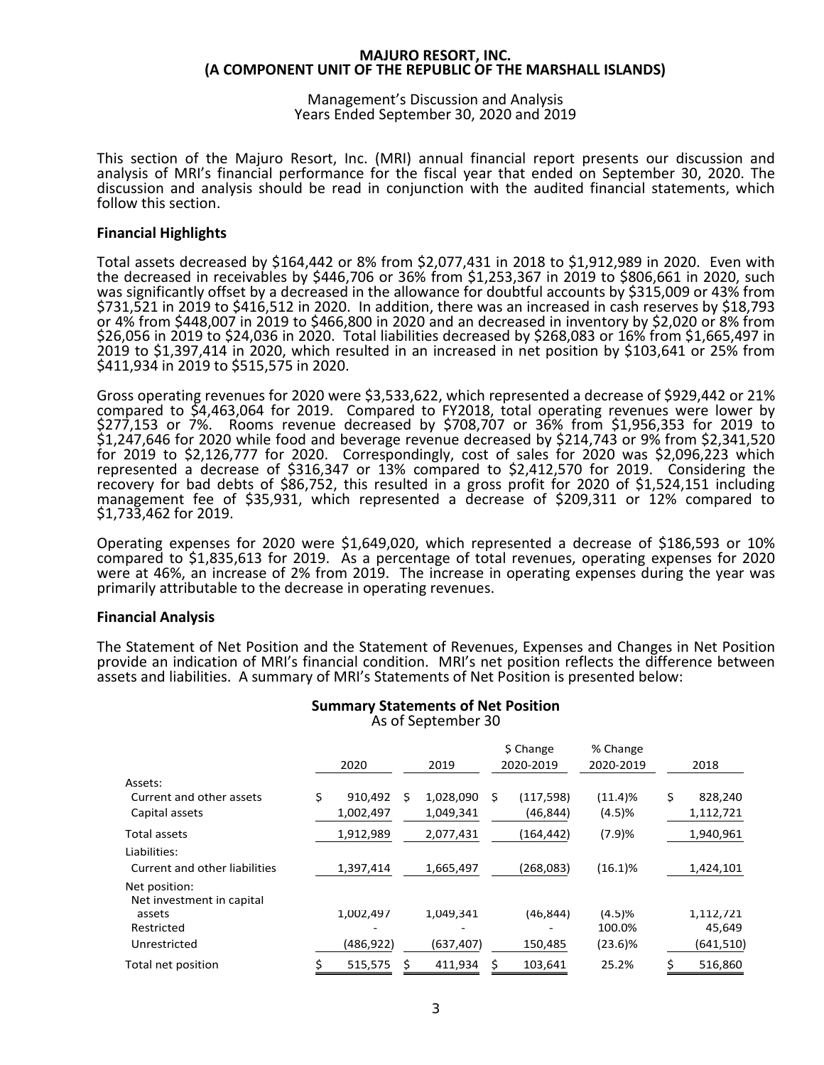**MAJURO RESORT, INC.**
**(A COMPONENT UNIT OF THE REPUBLIC OF THE MARSHALL ISLANDS)**

Management's Discussion and Analysis
Years Ended September 30, 2020 and 2019

This section of the Majuro Resort, Inc. (MRI) annual financial report presents our discussion and analysis of MRI's financial performance for the fiscal year that ended on September 30, 2020. The discussion and analysis should be read in conjunction with the audited financial statements, which follow this section.

### Financial Highlights

Total assets decreased by $164,442 or 8% from $2,077,431 in 2018 to $1,912,989 in 2020. Even with the decreased in receivables by $446,706 or 36% from $1,253,367 in 2019 to $806,661 in 2020, such was significantly offset by a decreased in the allowance for doubtful accounts by $315,009 or 43% from $731,521 in 2019 to $416,512 in 2020. In addition, there was an increased in cash reserves by $18,793 or 4% from $448,007 in 2019 to $466,800 in 2020 and an decreased in inventory by $2,020 or 8% from $26,056 in 2019 to $24,036 in 2020. Total liabilities decreased by $268,083 or 16% from $1,665,497 in 2019 to $1,397,414 in 2020, which resulted in an increased in net position by $103,641 or 25% from $411,934 in 2019 to $515,575 in 2020.

Gross operating revenues for 2020 were $3,533,622, which represented a decrease of $929,442 or 21% compared to $4,463,064 for 2019. Compared to FY2018, total operating revenues were lower by $277,153 or 7%. Rooms revenue decreased by $708,707 or 36% from $1,956,353 for 2019 to $1,247,646 for 2020 while food and beverage revenue decreased by $214,743 or 9% from $2,341,520 for 2019 to $2,126,777 for 2020. Correspondingly, cost of sales for 2020 was $2,096,223 which represented a decrease of $316,347 or 13% compared to $2,412,570 for 2019. Considering the recovery for bad debts of $86,752, this resulted in a gross profit for 2020 of $1,524,151 including management fee of $35,931, which represented a decrease of $209,311 or 12% compared to $1,733,462 for 2019.

Operating expenses for 2020 were $1,649,020, which represented a decrease of $186,593 or 10% compared to $1,835,613 for 2019. As a percentage of total revenues, operating expenses for 2020 were at 46%, an increase of 2% from 2019. The increase in operating expenses during the year was primarily attributable to the decrease in operating revenues.

### Financial Analysis

The Statement of Net Position and the Statement of Revenues, Expenses and Changes in Net Position provide an indication of MRI's financial condition. MRI's net position reflects the difference between assets and liabilities. A summary of MRI's Statements of Net Position is presented below:

**Summary Statements of Net Position**
As of September 30

| | 2020 | 2019 | $ Change 2020-2019 | % Change 2020-2019 | 2018 |
|---|---|---|---|---|---|
| Assets: | | | | | |
| Current and other assets | $ 910,492 | $ 1,028,090 | $ (117,598) | (11.4)% | $ 828,240 |
| Capital assets | 1,002,497 | 1,049,341 | (46,844) | (4.5)% | 1,112,721 |
| Total assets | 1,912,989 | 2,077,431 | (164,442) | (7.9)% | 1,940,961 |
| Liabilities: | | | | | |
| Current and other liabilities | 1,397,414 | 1,665,497 | (268,083) | (16.1)% | 1,424,101 |
| Net position: | | | | | |
| Net investment in capital assets | 1,002,497 | 1,049,341 | (46,844) | (4.5)% | 1,112,721 |
| Restricted | - | - | - | 100.0% | 45,649 |
| Unrestricted | (486,922) | (637,407) | 150,485 | (23.6)% | (641,510) |
| Total net position | $ 515,575 | $ 411,934 | $ 103,641 | 25.2% | $ 516,860 |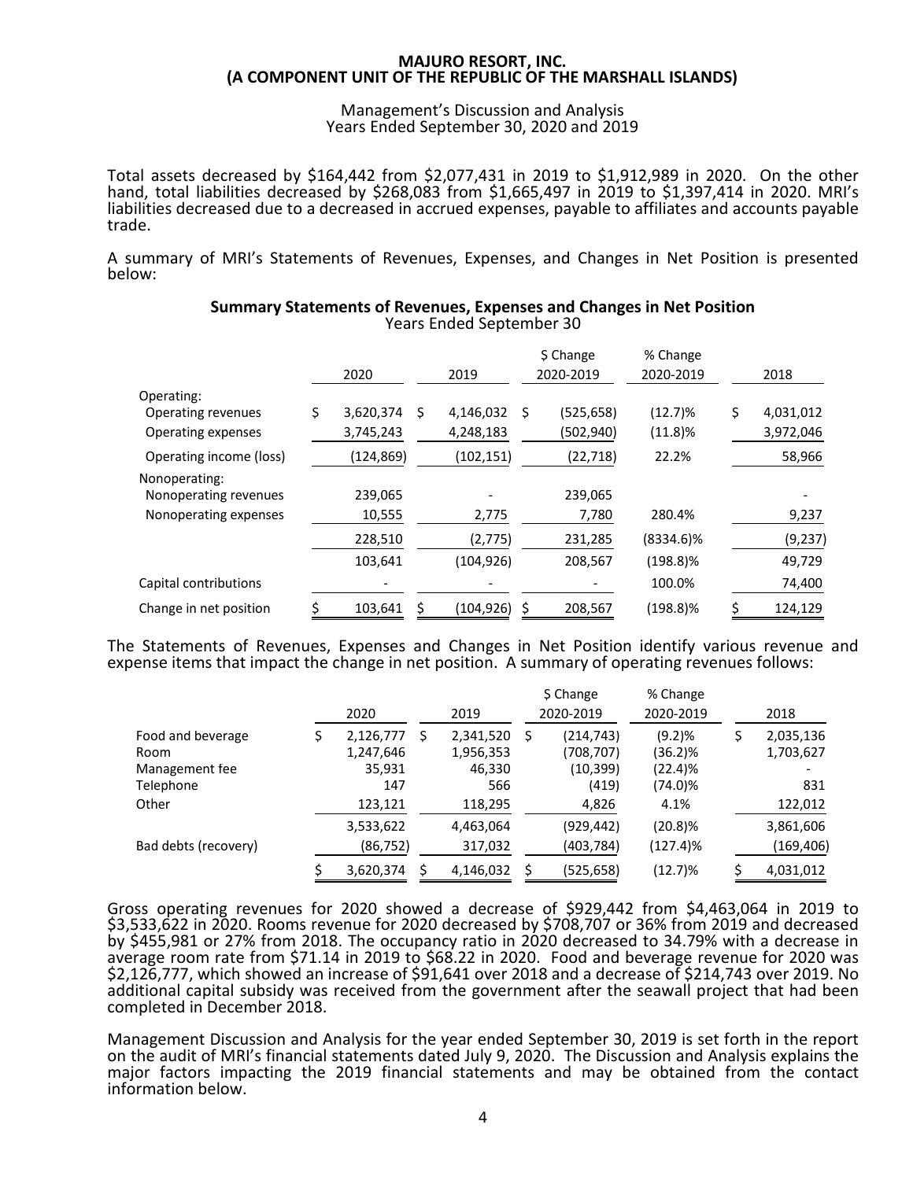**MAJURO RESORT, INC.**
**(A COMPONENT UNIT OF THE REPUBLIC OF THE MARSHALL ISLANDS)**

Management's Discussion and Analysis
Years Ended September 30, 2020 and 2019

Total assets decreased by $164,442 from $2,077,431 in 2019 to $1,912,989 in 2020. On the other hand, total liabilities decreased by $268,083 from $1,665,497 in 2019 to $1,397,414 in 2020. MRI's liabilities decreased due to a decreased in accrued expenses, payable to affiliates and accounts payable trade.

A summary of MRI's Statements of Revenues, Expenses, and Changes in Net Position is presented below:

**Summary Statements of Revenues, Expenses and Changes in Net Position**
Years Ended September 30

| | 2020 | 2019 | $ Change 2020-2019 | % Change 2020-2019 | 2018 |
|---|---|---|---|---|---|
| Operating: | | | | | |
| Operating revenues | $ 3,620,374 | $ 4,146,032 | $ (525,658) | (12.7)% | $ 4,031,012 |
| Operating expenses | 3,745,243 | 4,248,183 | (502,940) | (11.8)% | 3,972,046 |
| Operating income (loss) | (124,869) | (102,151) | (22,718) | 22.2% | 58,966 |
| Nonoperating: | | | | | |
| Nonoperating revenues | 239,065 | - | 239,065 | | - |
| Nonoperating expenses | 10,555 | 2,775 | 7,780 | 280.4% | 9,237 |
| | 228,510 | (2,775) | 231,285 | (8334.6)% | (9,237) |
| | 103,641 | (104,926) | 208,567 | (198.8)% | 49,729 |
| Capital contributions | - | - | - | 100.0% | 74,400 |
| Change in net position | $ 103,641 | $ (104,926) | $ 208,567 | (198.8)% | $ 124,129 |

The Statements of Revenues, Expenses and Changes in Net Position identify various revenue and expense items that impact the change in net position. A summary of operating revenues follows:

| | 2020 | 2019 | $ Change 2020-2019 | % Change 2020-2019 | 2018 |
|---|---|---|---|---|---|
| Food and beverage | $ 2,126,777 | $ 2,341,520 | $ (214,743) | (9.2)% | $ 2,035,136 |
| Room | 1,247,646 | 1,956,353 | (708,707) | (36.2)% | 1,703,627 |
| Management fee | 35,931 | 46,330 | (10,399) | (22.4)% | - |
| Telephone | 147 | 566 | (419) | (74.0)% | 831 |
| Other | 123,121 | 118,295 | 4,826 | 4.1% | 122,012 |
| | 3,533,622 | 4,463,064 | (929,442) | (20.8)% | 3,861,606 |
| Bad debts (recovery) | (86,752) | 317,032 | (403,784) | (127.4)% | (169,406) |
| | $ 3,620,374 | $ 4,146,032 | $ (525,658) | (12.7)% | $ 4,031,012 |

Gross operating revenues for 2020 showed a decrease of $929,442 from $4,463,064 in 2019 to $3,533,622 in 2020. Rooms revenue for 2020 decreased by $708,707 or 36% from 2019 and decreased by $455,981 or 27% from 2018. The occupancy ratio in 2020 decreased to 34.79% with a decrease in average room rate from $71.14 in 2019 to $68.22 in 2020. Food and beverage revenue for 2020 was $2,126,777, which showed an increase of $91,641 over 2018 and a decrease of $214,743 over 2019. No additional capital subsidy was received from the government after the seawall project that had been completed in December 2018.

Management Discussion and Analysis for the year ended September 30, 2019 is set forth in the report on the audit of MRI's financial statements dated July 9, 2020. The Discussion and Analysis explains the major factors impacting the 2019 financial statements and may be obtained from the contact information below.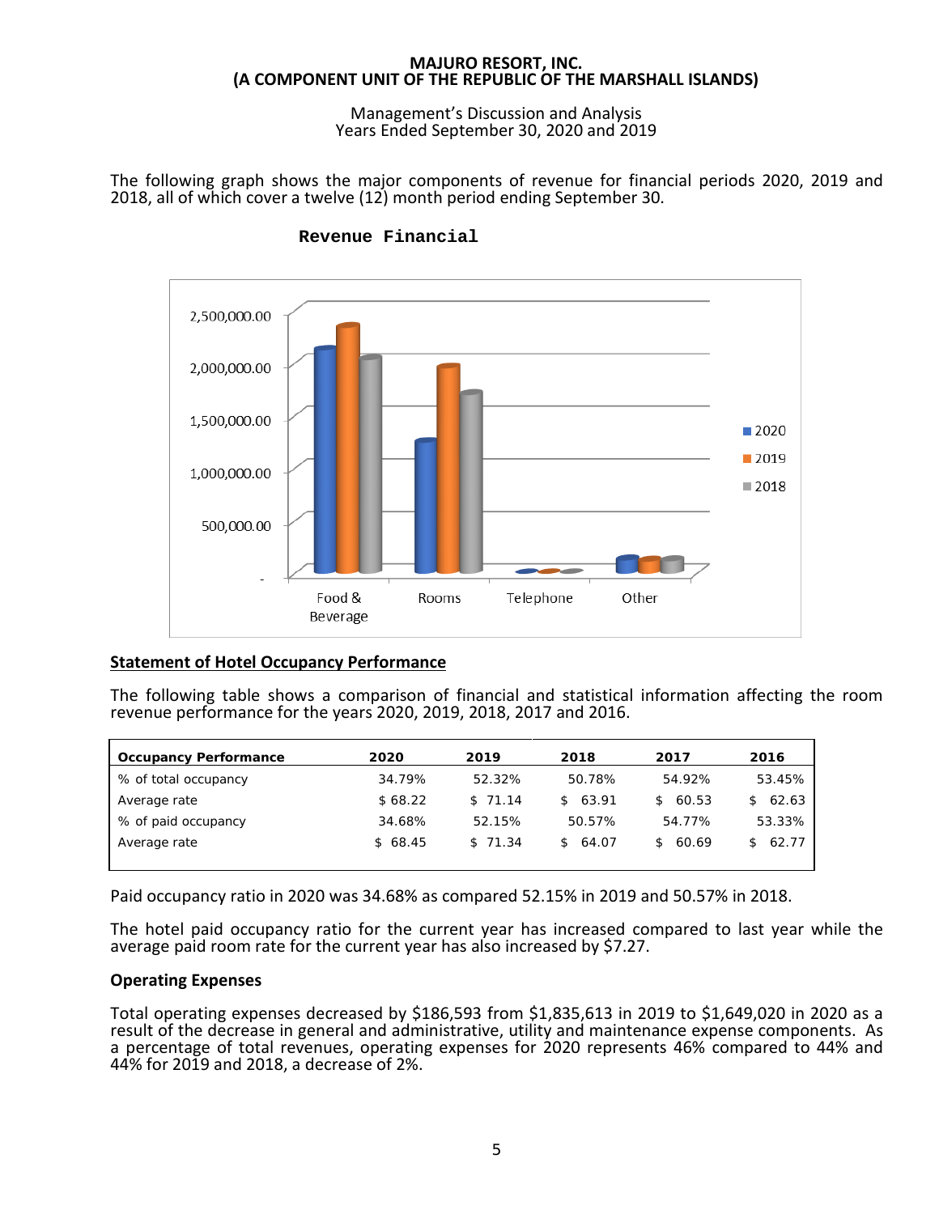The following graph shows the major components of revenue for financial periods 2020, 2019 and 2018, all of which cover a twelve (12) month period ending September 30.

**Revenue Financial**

## Statement of Hotel Occupancy Performance

The following table shows a comparison of financial and statistical information affecting the room revenue performance for the years 2020, 2019, 2018, 2017 and 2016.

| Occupancy Performance | 2020 | 2019 | 2018 | 2017 | 2016 |
|---|---|---|---|---|---|
| % of total occupancy | 34.79% | 52.32% | 50.78% | 54.92% | 53.45% |
| Average rate | $ 68.22 | $ 71.14 | $ 63.91 | $ 60.53 | $ 62.63 |
| % of paid occupancy | 34.68% | 52.15% | 50.57% | 54.77% | 53.33% |
| Average rate | $ 68.45 | $ 71.34 | $ 64.07 | $ 60.69 | $ 62.77 |

Paid occupancy ratio in 2020 was 34.68% as compared 52.15% in 2019 and 50.57% in 2018.

The hotel paid occupancy ratio for the current year has increased compared to last year while the average paid room rate for the current year has also increased by $7.27.

### Operating Expenses

Total operating expenses decreased by $186,593 from $1,835,613 in 2019 to $1,649,020 in 2020 as a result of the decrease in general and administrative, utility and maintenance expense components. As a percentage of total revenues, operating expenses for 2020 represents 46% compared to 44% and 44% for 2019 and 2018, a decrease of 2%.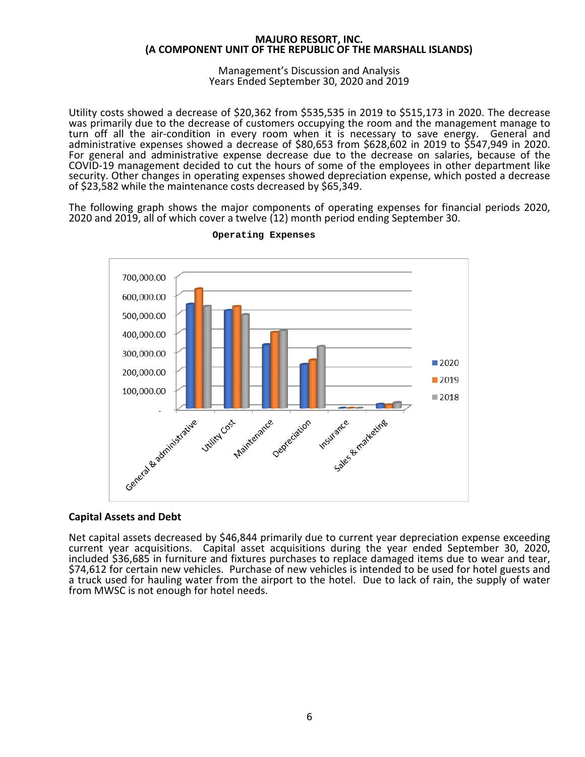Utility costs showed a decrease of $20,362 from $535,535 in 2019 to $515,173 in 2020. The decrease was primarily due to the decrease of customers occupying the room and the management manage to turn off all the air-condition in every room when it is necessary to save energy. General and administrative expenses showed a decrease of $80,653 from $628,602 in 2019 to $547,949 in 2020. For general and administrative expense decrease due to the decrease on salaries, because of the COVID-19 management decided to cut the hours of some of the employees in other department like security. Other changes in operating expenses showed depreciation expense, which posted a decrease of $23,582 while the maintenance costs decreased by $65,349.

The following graph shows the major components of operating expenses for financial periods 2020, 2020 and 2019, all of which cover a twelve (12) month period ending September 30.

**Operating Expenses**

## Capital Assets and Debt

Net capital assets decreased by $46,844 primarily due to current year depreciation expense exceeding current year acquisitions. Capital asset acquisitions during the year ended September 30, 2020, included $36,685 in furniture and fixtures purchases to replace damaged items due to wear and tear, $74,612 for certain new vehicles. Purchase of new vehicles is intended to be used for hotel guests and a truck used for hauling water from the airport to the hotel. Due to lack of rain, the supply of water from MWSC is not enough for hotel needs.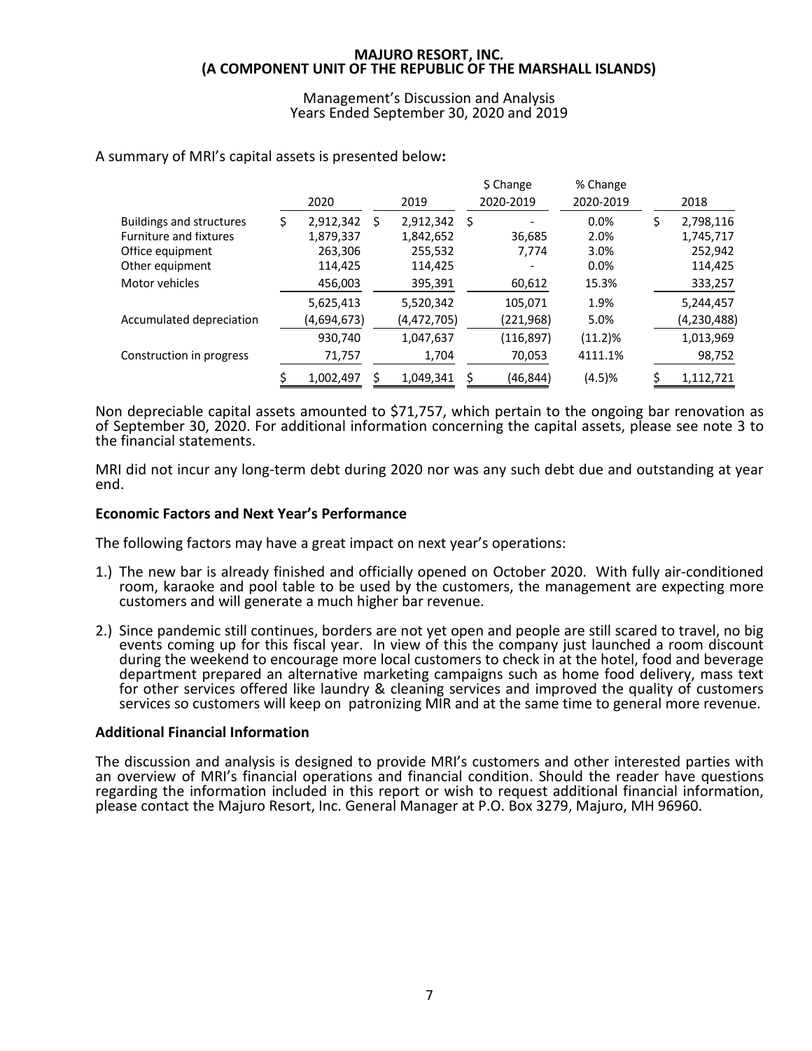MAJURO RESORT, INC.
(A COMPONENT UNIT OF THE REPUBLIC OF THE MARSHALL ISLANDS)

Management's Discussion and Analysis
Years Ended September 30, 2020 and 2019

A summary of MRI's capital assets is presented below**:**

| | 2020 | 2019 | $ Change 2020-2019 | % Change 2020-2019 | 2018 |
|---|---|---|---|---|---|
| Buildings and structures | $ 2,912,342 | $ 2,912,342 | $ - | 0.0% | $ 2,798,116 |
| Furniture and fixtures | 1,879,337 | 1,842,652 | 36,685 | 2.0% | 1,745,717 |
| Office equipment | 263,306 | 255,532 | 7,774 | 3.0% | 252,942 |
| Other equipment | 114,425 | 114,425 | - | 0.0% | 114,425 |
| Motor vehicles | 456,003 | 395,391 | 60,612 | 15.3% | 333,257 |
| | 5,625,413 | 5,520,342 | 105,071 | 1.9% | 5,244,457 |
| Accumulated depreciation | (4,694,673) | (4,472,705) | (221,968) | 5.0% | (4,230,488) |
| | 930,740 | 1,047,637 | (116,897) | (11.2)% | 1,013,969 |
| Construction in progress | 71,757 | 1,704 | 70,053 | 4111.1% | 98,752 |
| | $ 1,002,497 | $ 1,049,341 | $ (46,844) | (4.5)% | $ 1,112,721 |

Non depreciable capital assets amounted to $71,757, which pertain to the ongoing bar renovation as of September 30, 2020. For additional information concerning the capital assets, please see note 3 to the financial statements.

MRI did not incur any long-term debt during 2020 nor was any such debt due and outstanding at year end.

**Economic Factors and Next Year's Performance**

The following factors may have a great impact on next year's operations:

1.) The new bar is already finished and officially opened on October 2020. With fully air-conditioned room, karaoke and pool table to be used by the customers, the management are expecting more customers and will generate a much higher bar revenue.

2.) Since pandemic still continues, borders are not yet open and people are still scared to travel, no big events coming up for this fiscal year. In view of this the company just launched a room discount during the weekend to encourage more local customers to check in at the hotel, food and beverage department prepared an alternative marketing campaigns such as home food delivery, mass text for other services offered like laundry & cleaning services and improved the quality of customers services so customers will keep on patronizing MIR and at the same time to general more revenue.

**Additional Financial Information**

The discussion and analysis is designed to provide MRI's customers and other interested parties with an overview of MRI's financial operations and financial condition. Should the reader have questions regarding the information included in this report or wish to request additional financial information, please contact the Majuro Resort, Inc. General Manager at P.O. Box 3279, Majuro, MH 96960.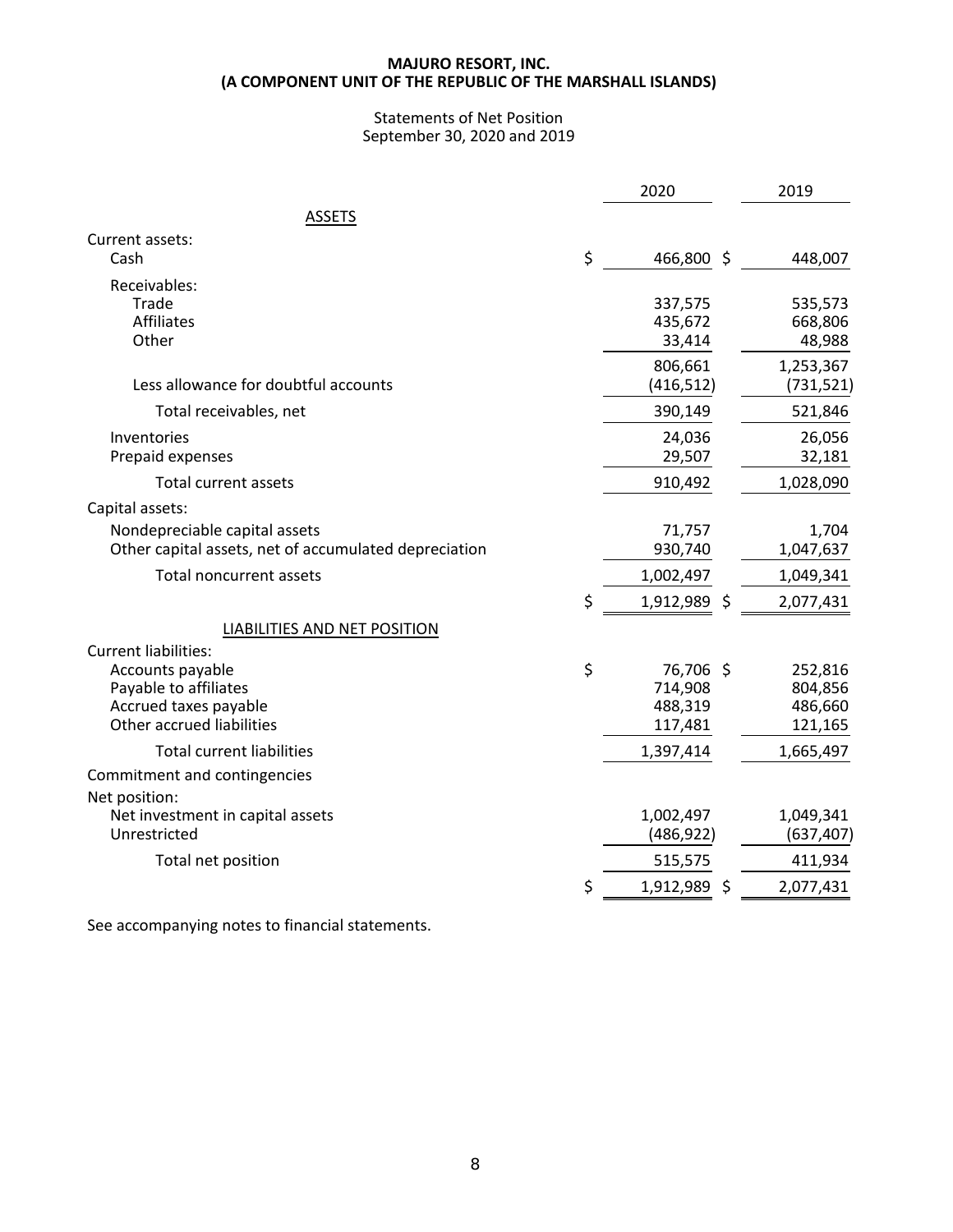**MAJURO RESORT, INC.**
**(A COMPONENT UNIT OF THE REPUBLIC OF THE MARSHALL ISLANDS)**

Statements of Net Position
September 30, 2020 and 2019

| | 2020 | 2019 |
|---|---|---|
| ASSETS | | |
| Current assets: | | |
| Cash | $ 466,800 | $ 448,007 |
| Receivables: | | |
| Trade | 337,575 | 535,573 |
| Affiliates | 435,672 | 668,806 |
| Other | 33,414 | 48,988 |
| | 806,661 | 1,253,367 |
| Less allowance for doubtful accounts | (416,512) | (731,521) |
| Total receivables, net | 390,149 | 521,846 |
| Inventories | 24,036 | 26,056 |
| Prepaid expenses | 29,507 | 32,181 |
| Total current assets | 910,492 | 1,028,090 |
| Capital assets: | | |
| Nondepreciable capital assets | 71,757 | 1,704 |
| Other capital assets, net of accumulated depreciation | 930,740 | 1,047,637 |
| Total noncurrent assets | 1,002,497 | 1,049,341 |
| | $ 1,912,989 | $ 2,077,431 |
| LIABILITIES AND NET POSITION | | |
| Current liabilities: | | |
| Accounts payable | $ 76,706 | $ 252,816 |
| Payable to affiliates | 714,908 | 804,856 |
| Accrued taxes payable | 488,319 | 486,660 |
| Other accrued liabilities | 117,481 | 121,165 |
| Total current liabilities | 1,397,414 | 1,665,497 |
| Commitment and contingencies | | |
| Net position: | | |
| Net investment in capital assets | 1,002,497 | 1,049,341 |
| Unrestricted | (486,922) | (637,407) |
| Total net position | 515,575 | 411,934 |
| | $ 1,912,989 | $ 2,077,431 |

See accompanying notes to financial statements.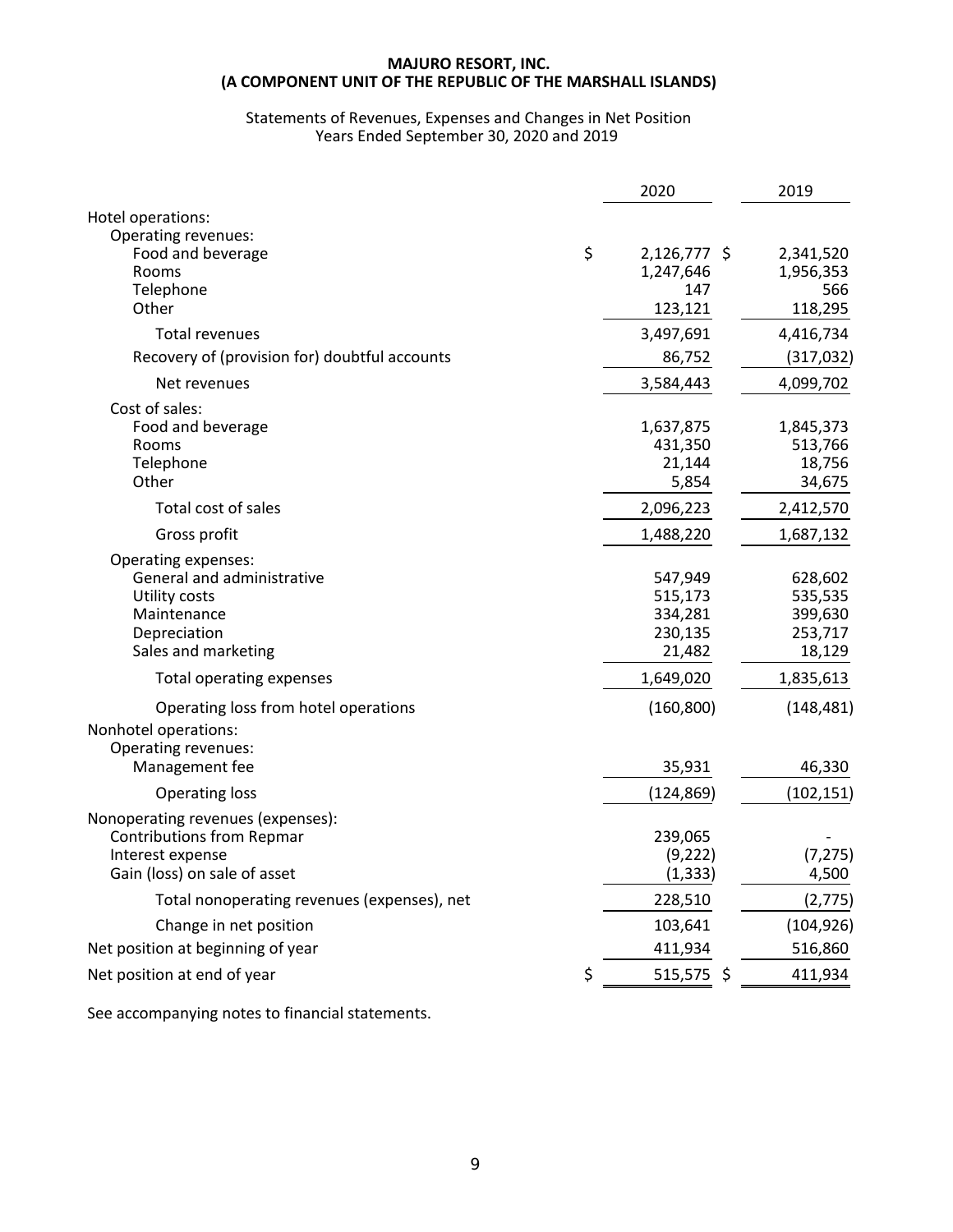**MAJURO RESORT, INC.**
**(A COMPONENT UNIT OF THE REPUBLIC OF THE MARSHALL ISLANDS)**

Statements of Revenues, Expenses and Changes in Net Position
Years Ended September 30, 2020 and 2019

| | 2020 | 2019 |
|---|---|---|
| Hotel operations: | | |
| Operating revenues: | | |
| Food and beverage | $ 2,126,777 | $ 2,341,520 |
| Rooms | 1,247,646 | 1,956,353 |
| Telephone | 147 | 566 |
| Other | 123,121 | 118,295 |
| Total revenues | 3,497,691 | 4,416,734 |
| Recovery of (provision for) doubtful accounts | 86,752 | (317,032) |
| Net revenues | 3,584,443 | 4,099,702 |
| Cost of sales: | | |
| Food and beverage | 1,637,875 | 1,845,373 |
| Rooms | 431,350 | 513,766 |
| Telephone | 21,144 | 18,756 |
| Other | 5,854 | 34,675 |
| Total cost of sales | 2,096,223 | 2,412,570 |
| Gross profit | 1,488,220 | 1,687,132 |
| Operating expenses: | | |
| General and administrative | 547,949 | 628,602 |
| Utility costs | 515,173 | 535,535 |
| Maintenance | 334,281 | 399,630 |
| Depreciation | 230,135 | 253,717 |
| Sales and marketing | 21,482 | 18,129 |
| Total operating expenses | 1,649,020 | 1,835,613 |
| Operating loss from hotel operations | (160,800) | (148,481) |
| Nonhotel operations: | | |
| Operating revenues: | | |
| Management fee | 35,931 | 46,330 |
| Operating loss | (124,869) | (102,151) |
| Nonoperating revenues (expenses): | | |
| Contributions from Repmar | 239,065 | - |
| Interest expense | (9,222) | (7,275) |
| Gain (loss) on sale of asset | (1,333) | 4,500 |
| Total nonoperating revenues (expenses), net | 228,510 | (2,775) |
| Change in net position | 103,641 | (104,926) |
| Net position at beginning of year | 411,934 | 516,860 |
| Net position at end of year | $ 515,575 | $ 411,934 |

See accompanying notes to financial statements.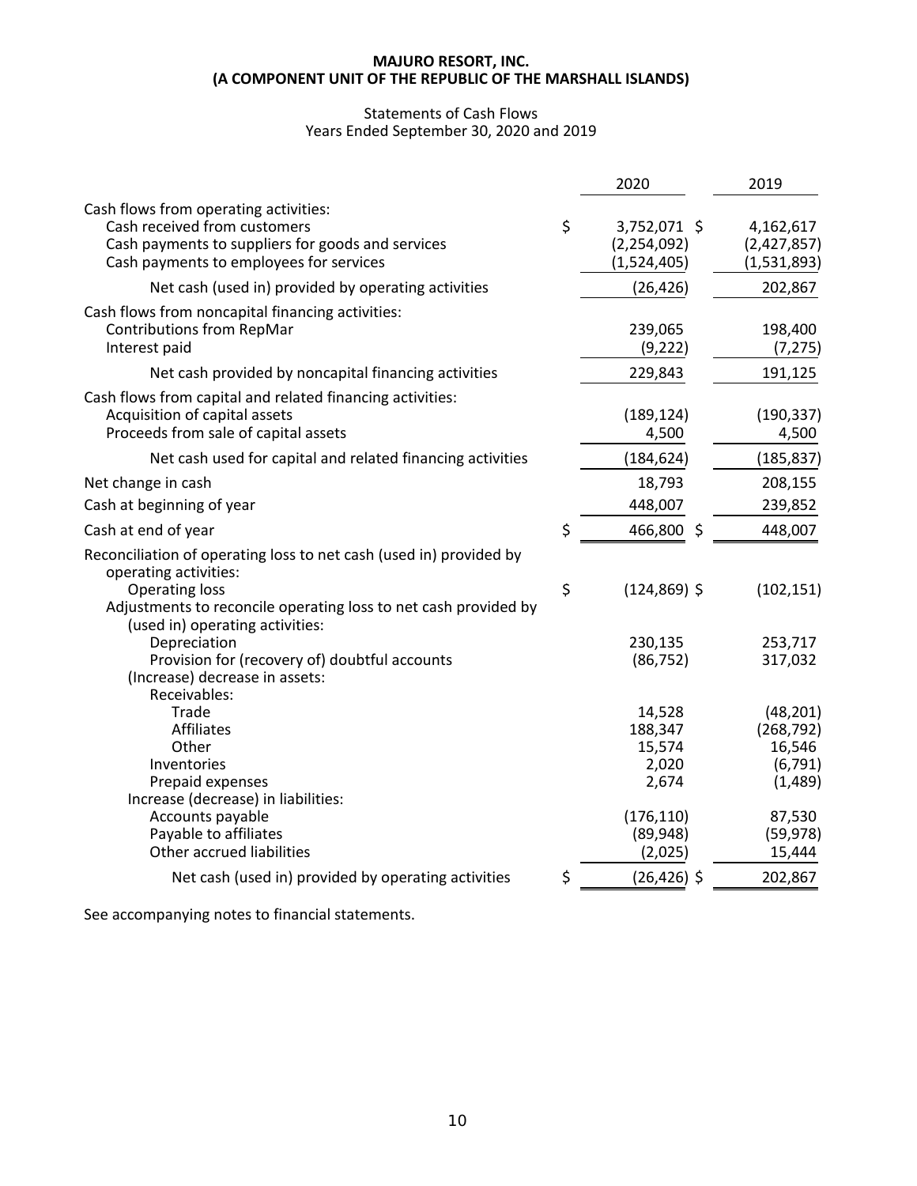**MAJURO RESORT, INC.**
**(A COMPONENT UNIT OF THE REPUBLIC OF THE MARSHALL ISLANDS)**

Statements of Cash Flows
Years Ended September 30, 2020 and 2019

| | 2020 | 2019 |
|---|---|---|
| Cash flows from operating activities: | | |
| Cash received from customers | $ 3,752,071 | $ 4,162,617 |
| Cash payments to suppliers for goods and services | (2,254,092) | (2,427,857) |
| Cash payments to employees for services | (1,524,405) | (1,531,893) |
| Net cash (used in) provided by operating activities | (26,426) | 202,867 |
| Cash flows from noncapital financing activities: | | |
| Contributions from RepMar | 239,065 | 198,400 |
| Interest paid | (9,222) | (7,275) |
| Net cash provided by noncapital financing activities | 229,843 | 191,125 |
| Cash flows from capital and related financing activities: | | |
| Acquisition of capital assets | (189,124) | (190,337) |
| Proceeds from sale of capital assets | 4,500 | 4,500 |
| Net cash used for capital and related financing activities | (184,624) | (185,837) |
| Net change in cash | 18,793 | 208,155 |
| Cash at beginning of year | 448,007 | 239,852 |
| Cash at end of year | $ 466,800 | $ 448,007 |
| Reconciliation of operating loss to net cash (used in) provided by operating activities: | | |
| Operating loss | $ (124,869) | $ (102,151) |
| Adjustments to reconcile operating loss to net cash provided by (used in) operating activities: | | |
| Depreciation | 230,135 | 253,717 |
| Provision for (recovery of) doubtful accounts | (86,752) | 317,032 |
| (Increase) decrease in assets: | | |
| Receivables: | | |
| Trade | 14,528 | (48,201) |
| Affiliates | 188,347 | (268,792) |
| Other | 15,574 | 16,546 |
| Inventories | 2,020 | (6,791) |
| Prepaid expenses | 2,674 | (1,489) |
| Increase (decrease) in liabilities: | | |
| Accounts payable | (176,110) | 87,530 |
| Payable to affiliates | (89,948) | (59,978) |
| Other accrued liabilities | (2,025) | 15,444 |
| Net cash (used in) provided by operating activities | $ (26,426) | $ 202,867 |

See accompanying notes to financial statements.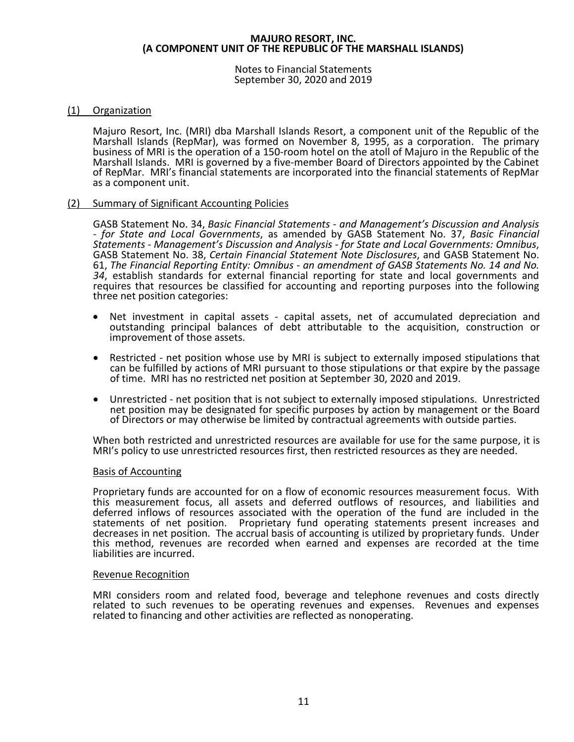# MAJURO RESORT, INC.
## (A COMPONENT UNIT OF THE REPUBLIC OF THE MARSHALL ISLANDS)

Notes to Financial Statements
September 30, 2020 and 2019

## (1) Organization

Majuro Resort, Inc. (MRI) dba Marshall Islands Resort, a component unit of the Republic of the Marshall Islands (RepMar), was formed on November 8, 1995, as a corporation. The primary business of MRI is the operation of a 150-room hotel on the atoll of Majuro in the Republic of the Marshall Islands. MRI is governed by a five-member Board of Directors appointed by the Cabinet of RepMar. MRI's financial statements are incorporated into the financial statements of RepMar as a component unit.

## (2) Summary of Significant Accounting Policies

GASB Statement No. 34, *Basic Financial Statements - and Management's Discussion and Analysis - for State and Local Governments*, as amended by GASB Statement No. 37, *Basic Financial Statements - Management's Discussion and Analysis - for State and Local Governments: Omnibus*, GASB Statement No. 38, *Certain Financial Statement Note Disclosures*, and GASB Statement No. 61, *The Financial Reporting Entity: Omnibus - an amendment of GASB Statements No. 14 and No. 34*, establish standards for external financial reporting for state and local governments and requires that resources be classified for accounting and reporting purposes into the following three net position categories:

- Net investment in capital assets - capital assets, net of accumulated depreciation and outstanding principal balances of debt attributable to the acquisition, construction or improvement of those assets.
- Restricted - net position whose use by MRI is subject to externally imposed stipulations that can be fulfilled by actions of MRI pursuant to those stipulations or that expire by the passage of time. MRI has no restricted net position at September 30, 2020 and 2019.
- Unrestricted - net position that is not subject to externally imposed stipulations. Unrestricted net position may be designated for specific purposes by action by management or the Board of Directors or may otherwise be limited by contractual agreements with outside parties.

When both restricted and unrestricted resources are available for use for the same purpose, it is MRI's policy to use unrestricted resources first, then restricted resources as they are needed.

### Basis of Accounting

Proprietary funds are accounted for on a flow of economic resources measurement focus. With this measurement focus, all assets and deferred outflows of resources, and liabilities and deferred inflows of resources associated with the operation of the fund are included in the statements of net position. Proprietary fund operating statements present increases and decreases in net position. The accrual basis of accounting is utilized by proprietary funds. Under this method, revenues are recorded when earned and expenses are recorded at the time liabilities are incurred.

### Revenue Recognition

MRI considers room and related food, beverage and telephone revenues and costs directly related to such revenues to be operating revenues and expenses. Revenues and expenses related to financing and other activities are reflected as nonoperating.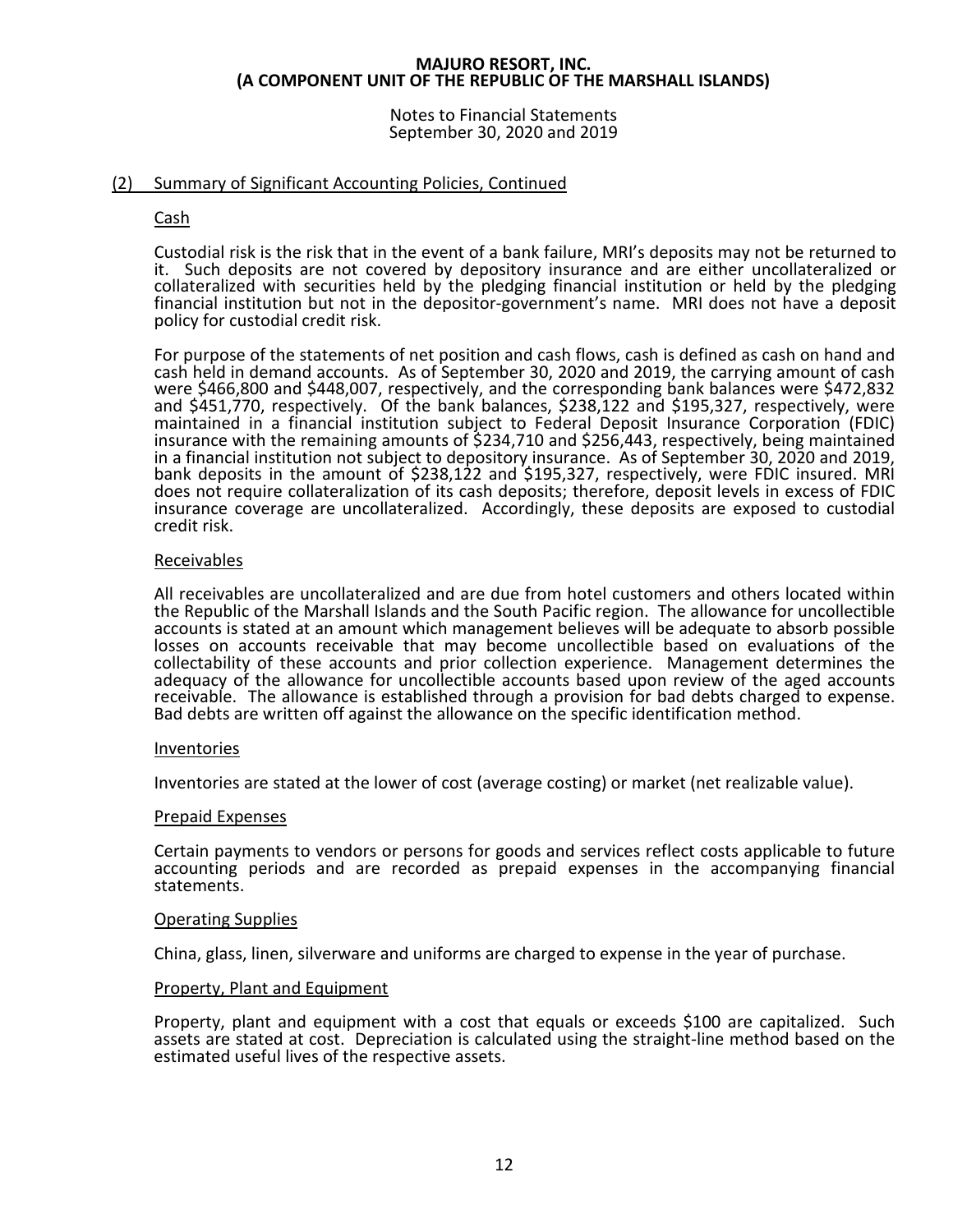**MAJURO RESORT, INC.**
**(A COMPONENT UNIT OF THE REPUBLIC OF THE MARSHALL ISLANDS)**

Notes to Financial Statements
September 30, 2020 and 2019

## (2) Summary of Significant Accounting Policies, Continued

### Cash

Custodial risk is the risk that in the event of a bank failure, MRI's deposits may not be returned to it. Such deposits are not covered by depository insurance and are either uncollateralized or collateralized with securities held by the pledging financial institution or held by the pledging financial institution but not in the depositor-government's name. MRI does not have a deposit policy for custodial credit risk.

For purpose of the statements of net position and cash flows, cash is defined as cash on hand and cash held in demand accounts. As of September 30, 2020 and 2019, the carrying amount of cash were $466,800 and $448,007, respectively, and the corresponding bank balances were $472,832 and $451,770, respectively. Of the bank balances, $238,122 and $195,327, respectively, were maintained in a financial institution subject to Federal Deposit Insurance Corporation (FDIC) insurance with the remaining amounts of $234,710 and $256,443, respectively, being maintained in a financial institution not subject to depository insurance. As of September 30, 2020 and 2019, bank deposits in the amount of $238,122 and $195,327, respectively, were FDIC insured. MRI does not require collateralization of its cash deposits; therefore, deposit levels in excess of FDIC insurance coverage are uncollateralized. Accordingly, these deposits are exposed to custodial credit risk.

### Receivables

All receivables are uncollateralized and are due from hotel customers and others located within the Republic of the Marshall Islands and the South Pacific region. The allowance for uncollectible accounts is stated at an amount which management believes will be adequate to absorb possible losses on accounts receivable that may become uncollectible based on evaluations of the collectability of these accounts and prior collection experience. Management determines the adequacy of the allowance for uncollectible accounts based upon review of the aged accounts receivable. The allowance is established through a provision for bad debts charged to expense. Bad debts are written off against the allowance on the specific identification method.

### Inventories

Inventories are stated at the lower of cost (average costing) or market (net realizable value).

### Prepaid Expenses

Certain payments to vendors or persons for goods and services reflect costs applicable to future accounting periods and are recorded as prepaid expenses in the accompanying financial statements.

### Operating Supplies

China, glass, linen, silverware and uniforms are charged to expense in the year of purchase.

### Property, Plant and Equipment

Property, plant and equipment with a cost that equals or exceeds $100 are capitalized. Such assets are stated at cost. Depreciation is calculated using the straight-line method based on the estimated useful lives of the respective assets.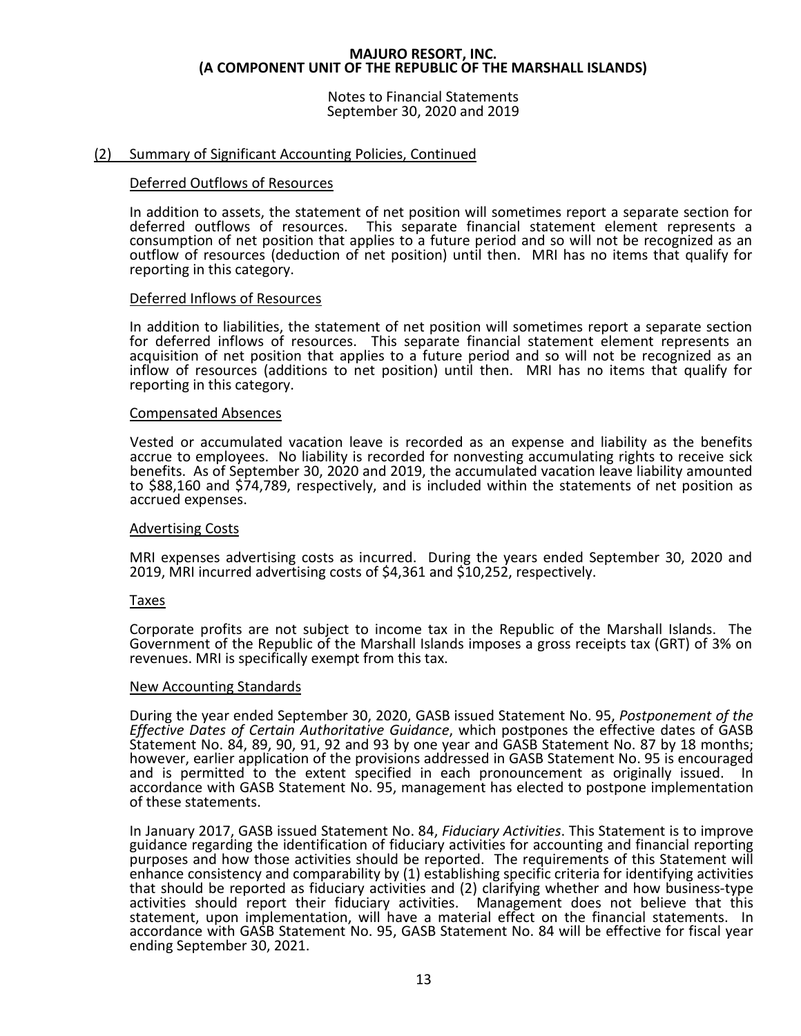## (2) Summary of Significant Accounting Policies, Continued

### Deferred Outflows of Resources

In addition to assets, the statement of net position will sometimes report a separate section for deferred outflows of resources. This separate financial statement element represents a consumption of net position that applies to a future period and so will not be recognized as an outflow of resources (deduction of net position) until then. MRI has no items that qualify for reporting in this category.

### Deferred Inflows of Resources

In addition to liabilities, the statement of net position will sometimes report a separate section for deferred inflows of resources. This separate financial statement element represents an acquisition of net position that applies to a future period and so will not be recognized as an inflow of resources (additions to net position) until then. MRI has no items that qualify for reporting in this category.

### Compensated Absences

Vested or accumulated vacation leave is recorded as an expense and liability as the benefits accrue to employees. No liability is recorded for nonvesting accumulating rights to receive sick benefits. As of September 30, 2020 and 2019, the accumulated vacation leave liability amounted to $88,160 and $74,789, respectively, and is included within the statements of net position as accrued expenses.

### Advertising Costs

MRI expenses advertising costs as incurred. During the years ended September 30, 2020 and 2019, MRI incurred advertising costs of $4,361 and $10,252, respectively.

### Taxes

Corporate profits are not subject to income tax in the Republic of the Marshall Islands. The Government of the Republic of the Marshall Islands imposes a gross receipts tax (GRT) of 3% on revenues. MRI is specifically exempt from this tax.

### New Accounting Standards

During the year ended September 30, 2020, GASB issued Statement No. 95, *Postponement of the Effective Dates of Certain Authoritative Guidance*, which postpones the effective dates of GASB Statement No. 84, 89, 90, 91, 92 and 93 by one year and GASB Statement No. 87 by 18 months; however, earlier application of the provisions addressed in GASB Statement No. 95 is encouraged and is permitted to the extent specified in each pronouncement as originally issued. In accordance with GASB Statement No. 95, management has elected to postpone implementation of these statements.

In January 2017, GASB issued Statement No. 84, *Fiduciary Activities*. This Statement is to improve guidance regarding the identification of fiduciary activities for accounting and financial reporting purposes and how those activities should be reported. The requirements of this Statement will enhance consistency and comparability by (1) establishing specific criteria for identifying activities that should be reported as fiduciary activities and (2) clarifying whether and how business-type activities should report their fiduciary activities. Management does not believe that this statement, upon implementation, will have a material effect on the financial statements. In accordance with GASB Statement No. 95, GASB Statement No. 84 will be effective for fiscal year ending September 30, 2021.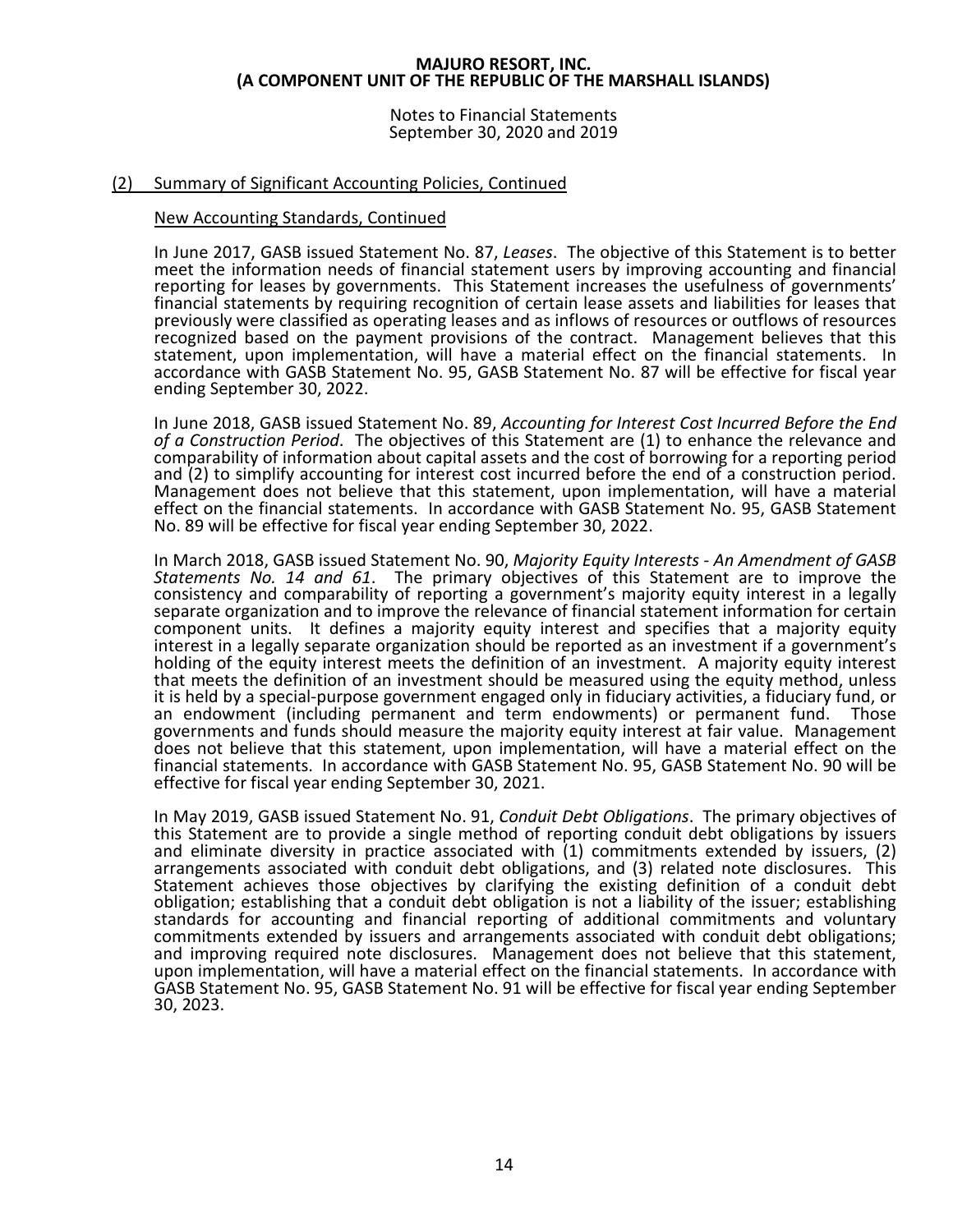## (2) Summary of Significant Accounting Policies, Continued

### New Accounting Standards, Continued

In June 2017, GASB issued Statement No. 87, *Leases*. The objective of this Statement is to better meet the information needs of financial statement users by improving accounting and financial reporting for leases by governments. This Statement increases the usefulness of governments' financial statements by requiring recognition of certain lease assets and liabilities for leases that previously were classified as operating leases and as inflows of resources or outflows of resources recognized based on the payment provisions of the contract. Management believes that this statement, upon implementation, will have a material effect on the financial statements. In accordance with GASB Statement No. 95, GASB Statement No. 87 will be effective for fiscal year ending September 30, 2022.

In June 2018, GASB issued Statement No. 89, *Accounting for Interest Cost Incurred Before the End of a Construction Period*. The objectives of this Statement are (1) to enhance the relevance and comparability of information about capital assets and the cost of borrowing for a reporting period and (2) to simplify accounting for interest cost incurred before the end of a construction period. Management does not believe that this statement, upon implementation, will have a material effect on the financial statements. In accordance with GASB Statement No. 95, GASB Statement No. 89 will be effective for fiscal year ending September 30, 2022.

In March 2018, GASB issued Statement No. 90, *Majority Equity Interests - An Amendment of GASB Statements No. 14 and 61*. The primary objectives of this Statement are to improve the consistency and comparability of reporting a government's majority equity interest in a legally separate organization and to improve the relevance of financial statement information for certain component units. It defines a majority equity interest and specifies that a majority equity interest in a legally separate organization should be reported as an investment if a government's holding of the equity interest meets the definition of an investment. A majority equity interest that meets the definition of an investment should be measured using the equity method, unless it is held by a special-purpose government engaged only in fiduciary activities, a fiduciary fund, or an endowment (including permanent and term endowments) or permanent fund. Those governments and funds should measure the majority equity interest at fair value. Management does not believe that this statement, upon implementation, will have a material effect on the financial statements. In accordance with GASB Statement No. 95, GASB Statement No. 90 will be effective for fiscal year ending September 30, 2021.

In May 2019, GASB issued Statement No. 91, *Conduit Debt Obligations*. The primary objectives of this Statement are to provide a single method of reporting conduit debt obligations by issuers and eliminate diversity in practice associated with (1) commitments extended by issuers, (2) arrangements associated with conduit debt obligations, and (3) related note disclosures. This Statement achieves those objectives by clarifying the existing definition of a conduit debt obligation; establishing that a conduit debt obligation is not a liability of the issuer; establishing standards for accounting and financial reporting of additional commitments and voluntary commitments extended by issuers and arrangements associated with conduit debt obligations; and improving required note disclosures. Management does not believe that this statement, upon implementation, will have a material effect on the financial statements. In accordance with GASB Statement No. 95, GASB Statement No. 91 will be effective for fiscal year ending September 30, 2023.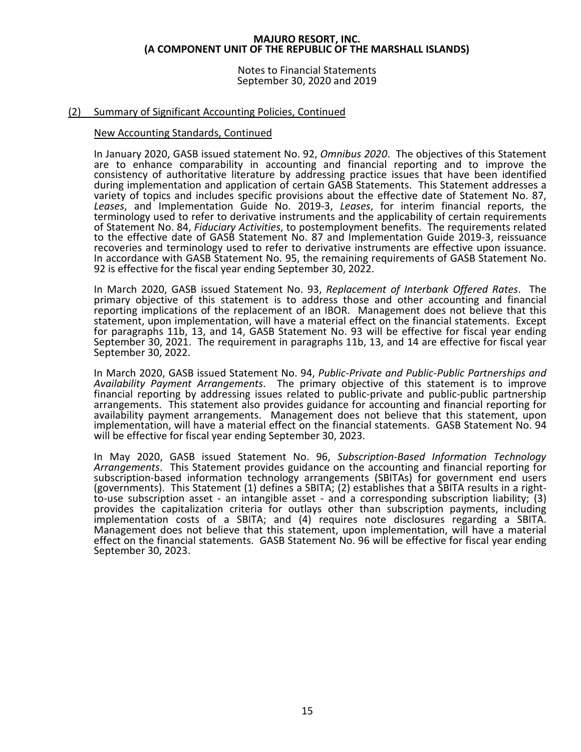## (2) Summary of Significant Accounting Policies, Continued

### New Accounting Standards, Continued

In January 2020, GASB issued statement No. 92, *Omnibus 2020*. The objectives of this Statement are to enhance comparability in accounting and financial reporting and to improve the consistency of authoritative literature by addressing practice issues that have been identified during implementation and application of certain GASB Statements. This Statement addresses a variety of topics and includes specific provisions about the effective date of Statement No. 87, *Leases*, and Implementation Guide No. 2019-3, *Leases*, for interim financial reports, the terminology used to refer to derivative instruments and the applicability of certain requirements of Statement No. 84, *Fiduciary Activities*, to postemployment benefits. The requirements related to the effective date of GASB Statement No. 87 and Implementation Guide 2019-3, reissuance recoveries and terminology used to refer to derivative instruments are effective upon issuance. In accordance with GASB Statement No. 95, the remaining requirements of GASB Statement No. 92 is effective for the fiscal year ending September 30, 2022.

In March 2020, GASB issued Statement No. 93, *Replacement of Interbank Offered Rates*. The primary objective of this statement is to address those and other accounting and financial reporting implications of the replacement of an IBOR. Management does not believe that this statement, upon implementation, will have a material effect on the financial statements. Except for paragraphs 11b, 13, and 14, GASB Statement No. 93 will be effective for fiscal year ending September 30, 2021. The requirement in paragraphs 11b, 13, and 14 are effective for fiscal year September 30, 2022.

In March 2020, GASB issued Statement No. 94, *Public-Private and Public-Public Partnerships and Availability Payment Arrangements*. The primary objective of this statement is to improve financial reporting by addressing issues related to public-private and public-public partnership arrangements. This statement also provides guidance for accounting and financial reporting for availability payment arrangements. Management does not believe that this statement, upon implementation, will have a material effect on the financial statements. GASB Statement No. 94 will be effective for fiscal year ending September 30, 2023.

In May 2020, GASB issued Statement No. 96, *Subscription-Based Information Technology Arrangements*. This Statement provides guidance on the accounting and financial reporting for subscription-based information technology arrangements (SBITAs) for government end users (governments). This Statement (1) defines a SBITA; (2) establishes that a SBITA results in a right-to-use subscription asset - an intangible asset - and a corresponding subscription liability; (3) provides the capitalization criteria for outlays other than subscription payments, including implementation costs of a SBITA; and (4) requires note disclosures regarding a SBITA. Management does not believe that this statement, upon implementation, will have a material effect on the financial statements. GASB Statement No. 96 will be effective for fiscal year ending September 30, 2023.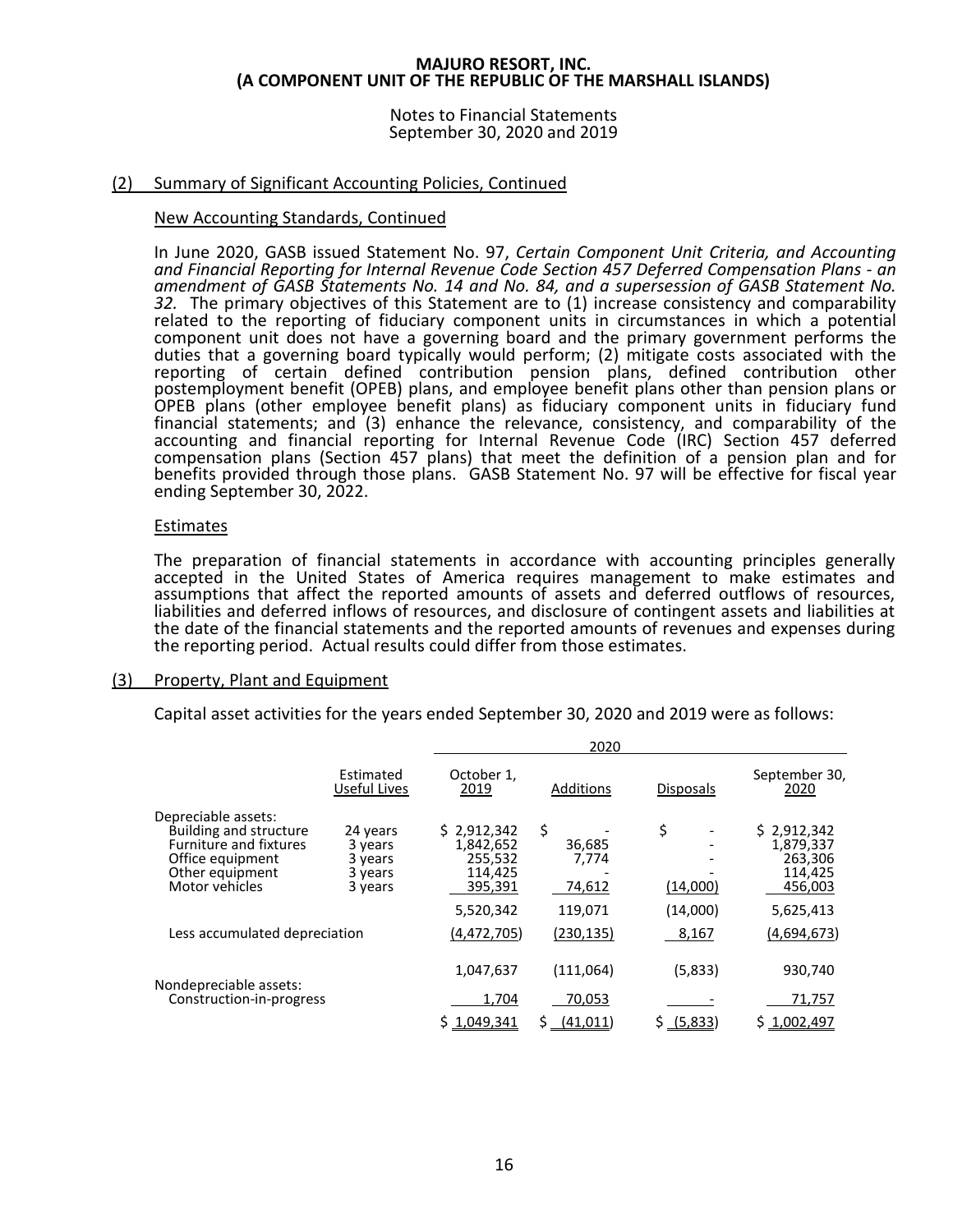## (2) Summary of Significant Accounting Policies, Continued

### New Accounting Standards, Continued

In June 2020, GASB issued Statement No. 97, *Certain Component Unit Criteria, and Accounting and Financial Reporting for Internal Revenue Code Section 457 Deferred Compensation Plans - an amendment of GASB Statements No. 14 and No. 84, and a supersession of GASB Statement No. 32.* The primary objectives of this Statement are to (1) increase consistency and comparability related to the reporting of fiduciary component units in circumstances in which a potential component unit does not have a governing board and the primary government performs the duties that a governing board typically would perform; (2) mitigate costs associated with the reporting of certain defined contribution pension plans, defined contribution other postemployment benefit (OPEB) plans, and employee benefit plans other than pension plans or OPEB plans (other employee benefit plans) as fiduciary component units in fiduciary fund financial statements; and (3) enhance the relevance, consistency, and comparability of the accounting and financial reporting for Internal Revenue Code (IRC) Section 457 deferred compensation plans (Section 457 plans) that meet the definition of a pension plan and for benefits provided through those plans. GASB Statement No. 97 will be effective for fiscal year ending September 30, 2022.

### Estimates

The preparation of financial statements in accordance with accounting principles generally accepted in the United States of America requires management to make estimates and assumptions that affect the reported amounts of assets and deferred outflows of resources, liabilities and deferred inflows of resources, and disclosure of contingent assets and liabilities at the date of the financial statements and the reported amounts of revenues and expenses during the reporting period. Actual results could differ from those estimates.

## (3) Property, Plant and Equipment

Capital asset activities for the years ended September 30, 2020 and 2019 were as follows:

| | | 2020 | | | |
|---|---|---|---|---|---|
| | Estimated Useful Lives | October 1, 2019 | Additions | Disposals | September 30, 2020 |
| Depreciable assets: | | | | | |
| Building and structure | 24 years | $ 2,912,342 | $ - | $ - | $ 2,912,342 |
| Furniture and fixtures | 3 years | 1,842,652 | 36,685 | - | 1,879,337 |
| Office equipment | 3 years | 255,532 | 7,774 | - | 263,306 |
| Other equipment | 3 years | 114,425 | - | - | 114,425 |
| Motor vehicles | 3 years | 395,391 | 74,612 | (14,000) | 456,003 |
| | | 5,520,342 | 119,071 | (14,000) | 5,625,413 |
| Less accumulated depreciation | | (4,472,705) | (230,135) | 8,167 | (4,694,673) |
| | | 1,047,637 | (111,064) | (5,833) | 930,740 |
| Nondepreciable assets: | | | | | |
| Construction-in-progress | | 1,704 | 70,053 | - | 71,757 |
| | | $ 1,049,341 | $ (41,011) | $ (5,833) | $ 1,002,497 |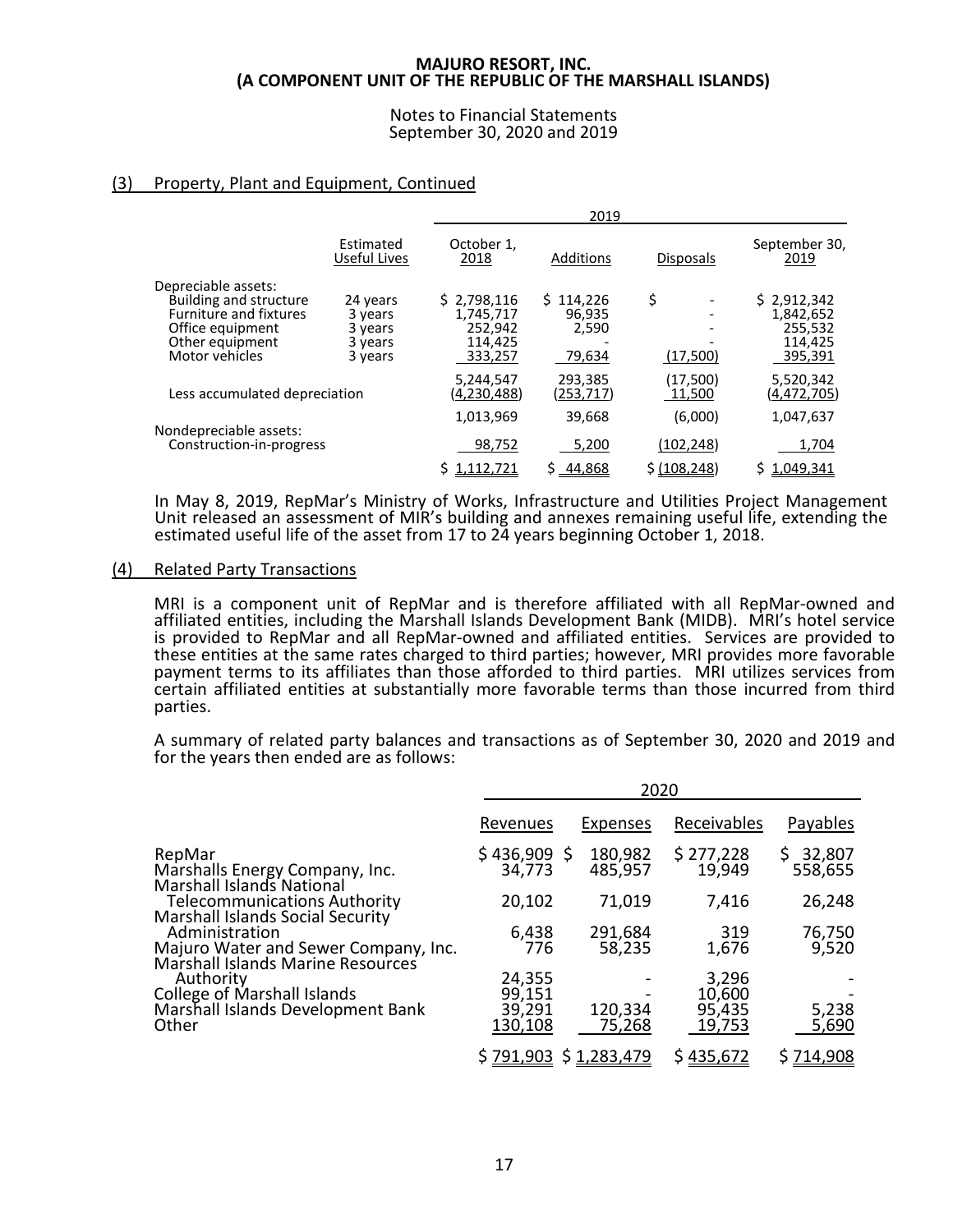# MAJURO RESORT, INC.
# (A COMPONENT UNIT OF THE REPUBLIC OF THE MARSHALL ISLANDS)

Notes to Financial Statements
September 30, 2020 and 2019

## (3) Property, Plant and Equipment, Continued

| | | 2019 | | | |
|---|---|---|---|---|---|
| | Estimated Useful Lives | October 1, 2018 | Additions | Disposals | September 30, 2019 |
| Depreciable assets: | | | | | |
| Building and structure | 24 years | $ 2,798,116 | $ 114,226 | $ - | $ 2,912,342 |
| Furniture and fixtures | 3 years | 1,745,717 | 96,935 | - | 1,842,652 |
| Office equipment | 3 years | 252,942 | 2,590 | - | 255,532 |
| Other equipment | 3 years | 114,425 | - | - | 114,425 |
| Motor vehicles | 3 years | 333,257 | 79,634 | (17,500) | 395,391 |
| | | 5,244,547 | 293,385 | (17,500) | 5,520,342 |
| Less accumulated depreciation | | (4,230,488) | (253,717) | 11,500 | (4,472,705) |
| | | 1,013,969 | 39,668 | (6,000) | 1,047,637 |
| Nondepreciable assets: | | | | | |
| Construction-in-progress | | 98,752 | 5,200 | (102,248) | 1,704 |
| | | $ 1,112,721 | $ 44,868 | $ (108,248) | $ 1,049,341 |

In May 8, 2019, RepMar's Ministry of Works, Infrastructure and Utilities Project Management Unit released an assessment of MIR's building and annexes remaining useful life, extending the estimated useful life of the asset from 17 to 24 years beginning October 1, 2018.

## (4) Related Party Transactions

MRI is a component unit of RepMar and is therefore affiliated with all RepMar-owned and affiliated entities, including the Marshall Islands Development Bank (MIDB). MRI's hotel service is provided to RepMar and all RepMar-owned and affiliated entities. Services are provided to these entities at the same rates charged to third parties; however, MRI provides more favorable payment terms to its affiliates than those afforded to third parties. MRI utilizes services from certain affiliated entities at substantially more favorable terms than those incurred from third parties.

A summary of related party balances and transactions as of September 30, 2020 and 2019 and for the years then ended are as follows:

| | 2020 | | | |
|---|---|---|---|---|
| | Revenues | Expenses | Receivables | Payables |
| RepMar | $ 436,909 | $ 180,982 | $ 277,228 | $ 32,807 |
| Marshalls Energy Company, Inc. | 34,773 | 485,957 | 19,949 | 558,655 |
| Marshall Islands National Telecommunications Authority | 20,102 | 71,019 | 7,416 | 26,248 |
| Marshall Islands Social Security Administration | 6,438 | 291,684 | 319 | 76,750 |
| Majuro Water and Sewer Company, Inc. | 776 | 58,235 | 1,676 | 9,520 |
| Marshall Islands Marine Resources Authority | 24,355 | - | 3,296 | - |
| College of Marshall Islands | 99,151 | - | 10,600 | - |
| Marshall Islands Development Bank | 39,291 | 120,334 | 95,435 | 5,238 |
| Other | 130,108 | 75,268 | 19,753 | 5,690 |
| | $ 791,903 | $ 1,283,479 | $ 435,672 | $ 714,908 |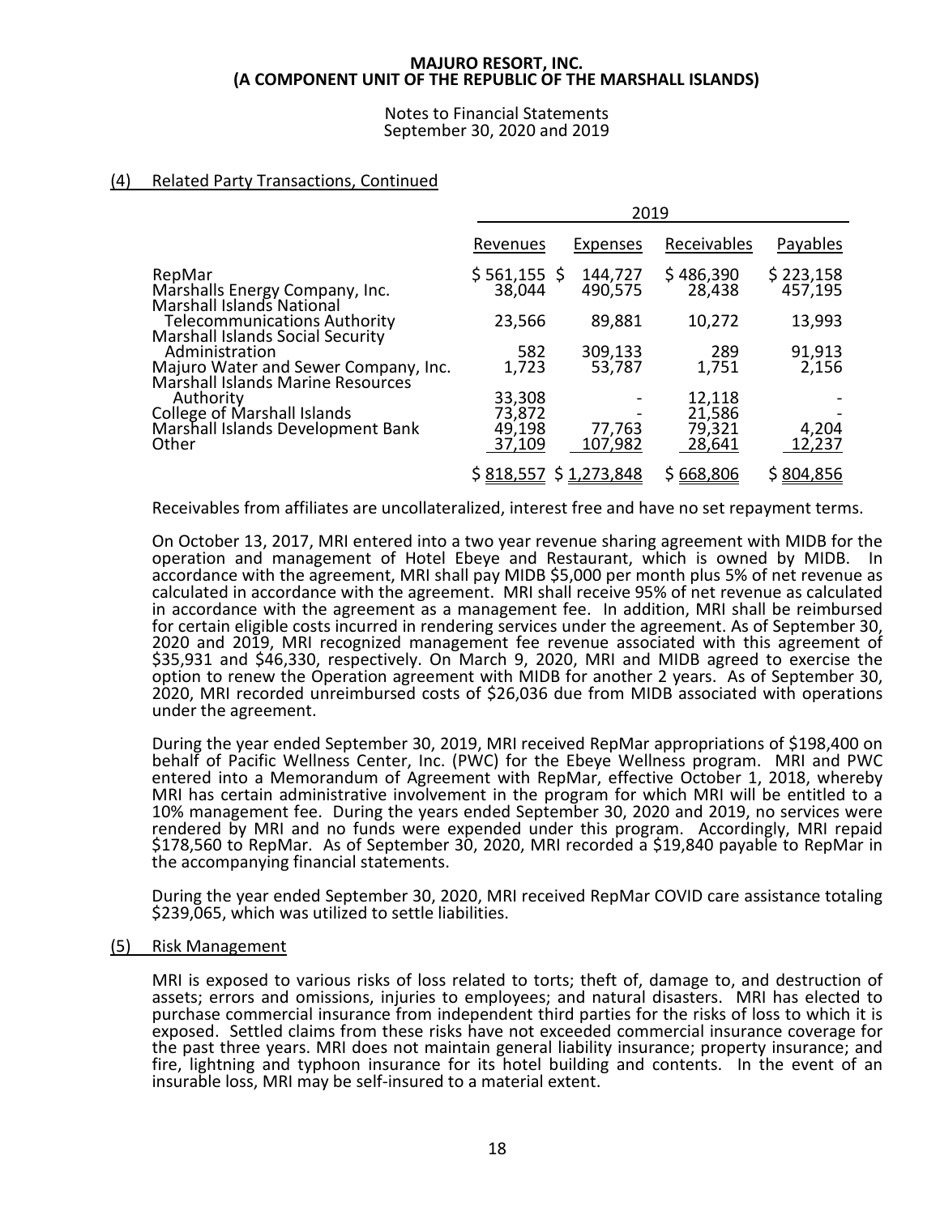**MAJURO RESORT, INC.**
**(A COMPONENT UNIT OF THE REPUBLIC OF THE MARSHALL ISLANDS)**

Notes to Financial Statements
September 30, 2020 and 2019

## (4) Related Party Transactions, Continued

| | 2019 | | | |
|---|---|---|---|---|
| | Revenues | Expenses | Receivables | Payables |
| RepMar | $ 561,155 | $ 144,727 | $ 486,390 | $ 223,158 |
| Marshalls Energy Company, Inc. | 38,044 | 490,575 | 28,438 | 457,195 |
| Marshall Islands National Telecommunications Authority | 23,566 | 89,881 | 10,272 | 13,993 |
| Marshall Islands Social Security Administration | 582 | 309,133 | 289 | 91,913 |
| Majuro Water and Sewer Company, Inc. | 1,723 | 53,787 | 1,751 | 2,156 |
| Marshall Islands Marine Resources Authority | 33,308 | - | 12,118 | - |
| College of Marshall Islands | 73,872 | - | 21,586 | - |
| Marshall Islands Development Bank | 49,198 | 77,763 | 79,321 | 4,204 |
| Other | 37,109 | 107,982 | 28,641 | 12,237 |
| | $ 818,557 | $ 1,273,848 | $ 668,806 | $ 804,856 |

Receivables from affiliates are uncollateralized, interest free and have no set repayment terms.

On October 13, 2017, MRI entered into a two year revenue sharing agreement with MIDB for the operation and management of Hotel Ebeye and Restaurant, which is owned by MIDB. In accordance with the agreement, MRI shall pay MIDB $5,000 per month plus 5% of net revenue as calculated in accordance with the agreement. MRI shall receive 95% of net revenue as calculated in accordance with the agreement as a management fee. In addition, MRI shall be reimbursed for certain eligible costs incurred in rendering services under the agreement. As of September 30, 2020 and 2019, MRI recognized management fee revenue associated with this agreement of $35,931 and $46,330, respectively. On March 9, 2020, MRI and MIDB agreed to exercise the option to renew the Operation agreement with MIDB for another 2 years. As of September 30, 2020, MRI recorded unreimbursed costs of $26,036 due from MIDB associated with operations under the agreement.

During the year ended September 30, 2019, MRI received RepMar appropriations of $198,400 on behalf of Pacific Wellness Center, Inc. (PWC) for the Ebeye Wellness program. MRI and PWC entered into a Memorandum of Agreement with RepMar, effective October 1, 2018, whereby MRI has certain administrative involvement in the program for which MRI will be entitled to a 10% management fee. During the years ended September 30, 2020 and 2019, no services were rendered by MRI and no funds were expended under this program. Accordingly, MRI repaid $178,560 to RepMar. As of September 30, 2020, MRI recorded a $19,840 payable to RepMar in the accompanying financial statements.

During the year ended September 30, 2020, MRI received RepMar COVID care assistance totaling $239,065, which was utilized to settle liabilities.

## (5) Risk Management

MRI is exposed to various risks of loss related to torts; theft of, damage to, and destruction of assets; errors and omissions, injuries to employees; and natural disasters. MRI has elected to purchase commercial insurance from independent third parties for the risks of loss to which it is exposed. Settled claims from these risks have not exceeded commercial insurance coverage for the past three years. MRI does not maintain general liability insurance; property insurance; and fire, lightning and typhoon insurance for its hotel building and contents. In the event of an insurable loss, MRI may be self-insured to a material extent.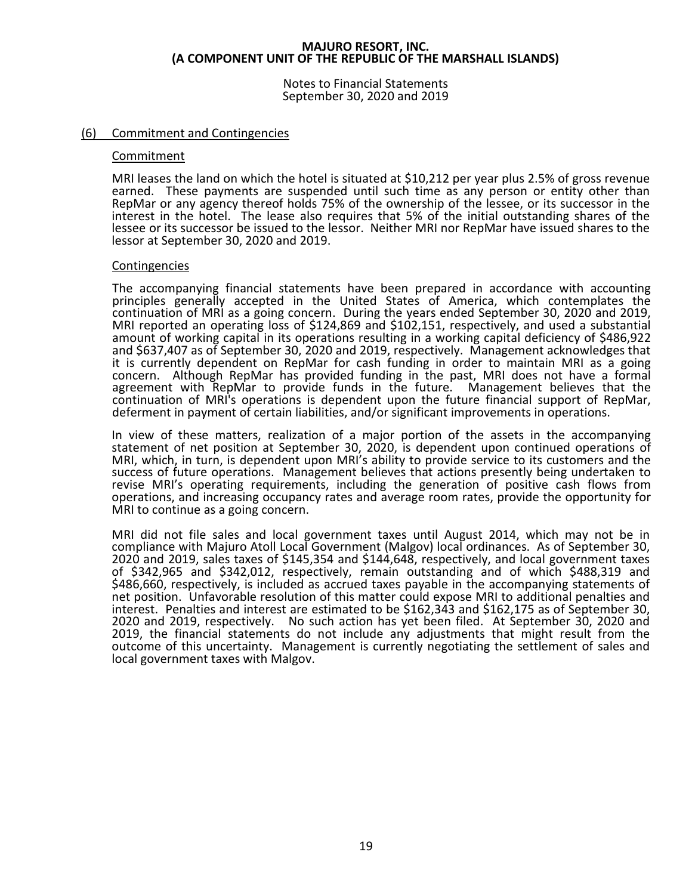## (6) Commitment and Contingencies

### Commitment

MRI leases the land on which the hotel is situated at $10,212 per year plus 2.5% of gross revenue earned. These payments are suspended until such time as any person or entity other than RepMar or any agency thereof holds 75% of the ownership of the lessee, or its successor in the interest in the hotel. The lease also requires that 5% of the initial outstanding shares of the lessee or its successor be issued to the lessor. Neither MRI nor RepMar have issued shares to the lessor at September 30, 2020 and 2019.

### Contingencies

The accompanying financial statements have been prepared in accordance with accounting principles generally accepted in the United States of America, which contemplates the continuation of MRI as a going concern. During the years ended September 30, 2020 and 2019, MRI reported an operating loss of $124,869 and $102,151, respectively, and used a substantial amount of working capital in its operations resulting in a working capital deficiency of $486,922 and $637,407 as of September 30, 2020 and 2019, respectively. Management acknowledges that it is currently dependent on RepMar for cash funding in order to maintain MRI as a going concern. Although RepMar has provided funding in the past, MRI does not have a formal agreement with RepMar to provide funds in the future. Management believes that the continuation of MRI's operations is dependent upon the future financial support of RepMar, deferment in payment of certain liabilities, and/or significant improvements in operations.

In view of these matters, realization of a major portion of the assets in the accompanying statement of net position at September 30, 2020, is dependent upon continued operations of MRI, which, in turn, is dependent upon MRI's ability to provide service to its customers and the success of future operations. Management believes that actions presently being undertaken to revise MRI's operating requirements, including the generation of positive cash flows from operations, and increasing occupancy rates and average room rates, provide the opportunity for MRI to continue as a going concern.

MRI did not file sales and local government taxes until August 2014, which may not be in compliance with Majuro Atoll Local Government (Malgov) local ordinances. As of September 30, 2020 and 2019, sales taxes of $145,354 and $144,648, respectively, and local government taxes of $342,965 and $342,012, respectively, remain outstanding and of which $488,319 and $486,660, respectively, is included as accrued taxes payable in the accompanying statements of net position. Unfavorable resolution of this matter could expose MRI to additional penalties and interest. Penalties and interest are estimated to be $162,343 and $162,175 as of September 30, 2020 and 2019, respectively. No such action has yet been filed. At September 30, 2020 and 2019, the financial statements do not include any adjustments that might result from the outcome of this uncertainty. Management is currently negotiating the settlement of sales and local government taxes with Malgov.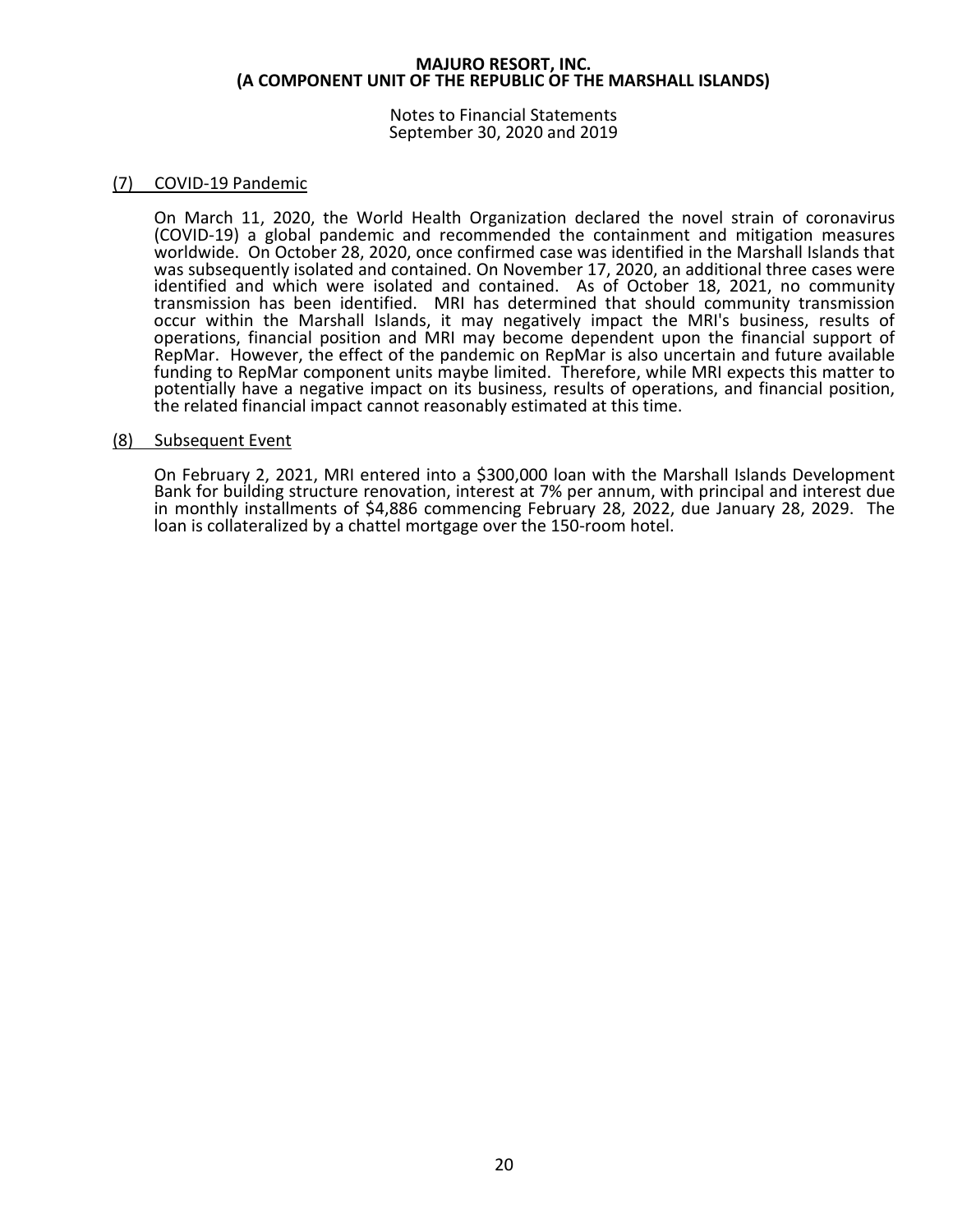## (7) COVID-19 Pandemic

On March 11, 2020, the World Health Organization declared the novel strain of coronavirus (COVID-19) a global pandemic and recommended the containment and mitigation measures worldwide. On October 28, 2020, once confirmed case was identified in the Marshall Islands that was subsequently isolated and contained. On November 17, 2020, an additional three cases were identified and which were isolated and contained. As of October 18, 2021, no community transmission has been identified. MRI has determined that should community transmission occur within the Marshall Islands, it may negatively impact the MRI's business, results of operations, financial position and MRI may become dependent upon the financial support of RepMar. However, the effect of the pandemic on RepMar is also uncertain and future available funding to RepMar component units maybe limited. Therefore, while MRI expects this matter to potentially have a negative impact on its business, results of operations, and financial position, the related financial impact cannot reasonably estimated at this time.

## (8) Subsequent Event

On February 2, 2021, MRI entered into a $300,000 loan with the Marshall Islands Development Bank for building structure renovation, interest at 7% per annum, with principal and interest due in monthly installments of $4,886 commencing February 28, 2022, due January 28, 2029. The loan is collateralized by a chattel mortgage over the 150-room hotel.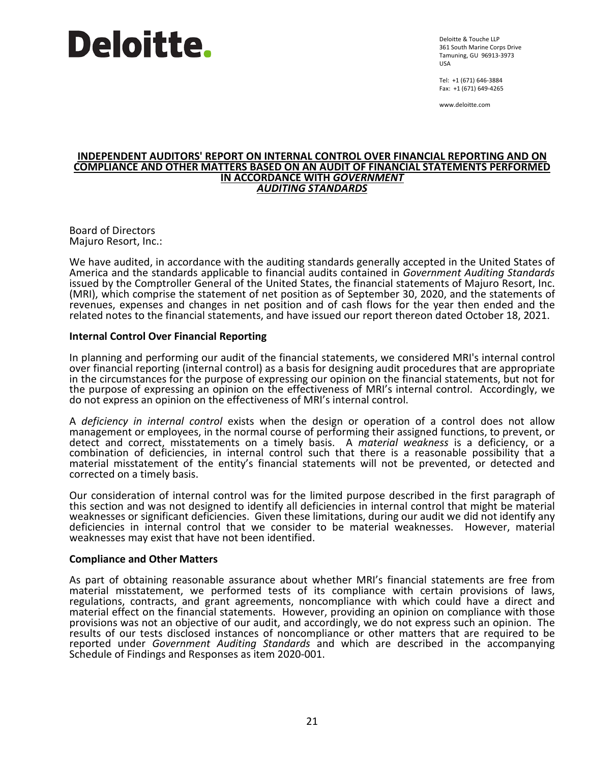**Deloitte.**

Deloitte & Touche LLP
361 South Marine Corps Drive
Tamuning, GU 96913-3973
USA

Tel: +1 (671) 646-3884
Fax: +1 (671) 649-4265

www.deloitte.com

## INDEPENDENT AUDITORS' REPORT ON INTERNAL CONTROL OVER FINANCIAL REPORTING AND ON COMPLIANCE AND OTHER MATTERS BASED ON AN AUDIT OF FINANCIAL STATEMENTS PERFORMED IN ACCORDANCE WITH *GOVERNMENT AUDITING STANDARDS*

Board of Directors
Majuro Resort, Inc.:

We have audited, in accordance with the auditing standards generally accepted in the United States of America and the standards applicable to financial audits contained in *Government Auditing Standards* issued by the Comptroller General of the United States, the financial statements of Majuro Resort, Inc. (MRI), which comprise the statement of net position as of September 30, 2020, and the statements of revenues, expenses and changes in net position and of cash flows for the year then ended and the related notes to the financial statements, and have issued our report thereon dated October 18, 2021.

**Internal Control Over Financial Reporting**

In planning and performing our audit of the financial statements, we considered MRI's internal control over financial reporting (internal control) as a basis for designing audit procedures that are appropriate in the circumstances for the purpose of expressing our opinion on the financial statements, but not for the purpose of expressing an opinion on the effectiveness of MRI's internal control. Accordingly, we do not express an opinion on the effectiveness of MRI's internal control.

A *deficiency in internal control* exists when the design or operation of a control does not allow management or employees, in the normal course of performing their assigned functions, to prevent, or detect and correct, misstatements on a timely basis. A *material weakness* is a deficiency, or a combination of deficiencies, in internal control such that there is a reasonable possibility that a material misstatement of the entity's financial statements will not be prevented, or detected and corrected on a timely basis.

Our consideration of internal control was for the limited purpose described in the first paragraph of this section and was not designed to identify all deficiencies in internal control that might be material weaknesses or significant deficiencies. Given these limitations, during our audit we did not identify any deficiencies in internal control that we consider to be material weaknesses. However, material weaknesses may exist that have not been identified.

**Compliance and Other Matters**

As part of obtaining reasonable assurance about whether MRI's financial statements are free from material misstatement, we performed tests of its compliance with certain provisions of laws, regulations, contracts, and grant agreements, noncompliance with which could have a direct and material effect on the financial statements. However, providing an opinion on compliance with those provisions was not an objective of our audit, and accordingly, we do not express such an opinion. The results of our tests disclosed instances of noncompliance or other matters that are required to be reported under *Government Auditing Standards* and which are described in the accompanying Schedule of Findings and Responses as item 2020-001.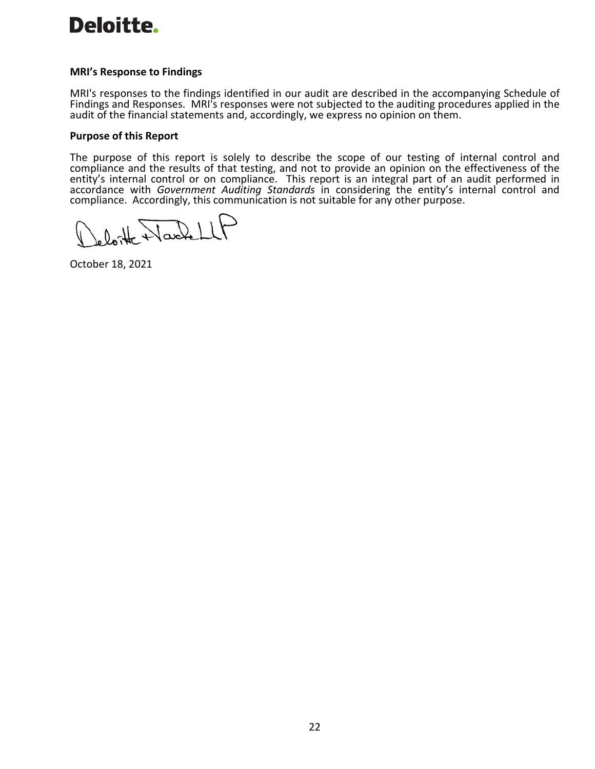**MRI's Response to Findings**

MRI's responses to the findings identified in our audit are described in the accompanying Schedule of Findings and Responses. MRI's responses were not subjected to the auditing procedures applied in the audit of the financial statements and, accordingly, we express no opinion on them.

**Purpose of this Report**

The purpose of this report is solely to describe the scope of our testing of internal control and compliance and the results of that testing, and not to provide an opinion on the effectiveness of the entity's internal control or on compliance. This report is an integral part of an audit performed in accordance with *Government Auditing Standards* in considering the entity's internal control and compliance. Accordingly, this communication is not suitable for any other purpose.

Deloitte & Touche LLP

October 18, 2021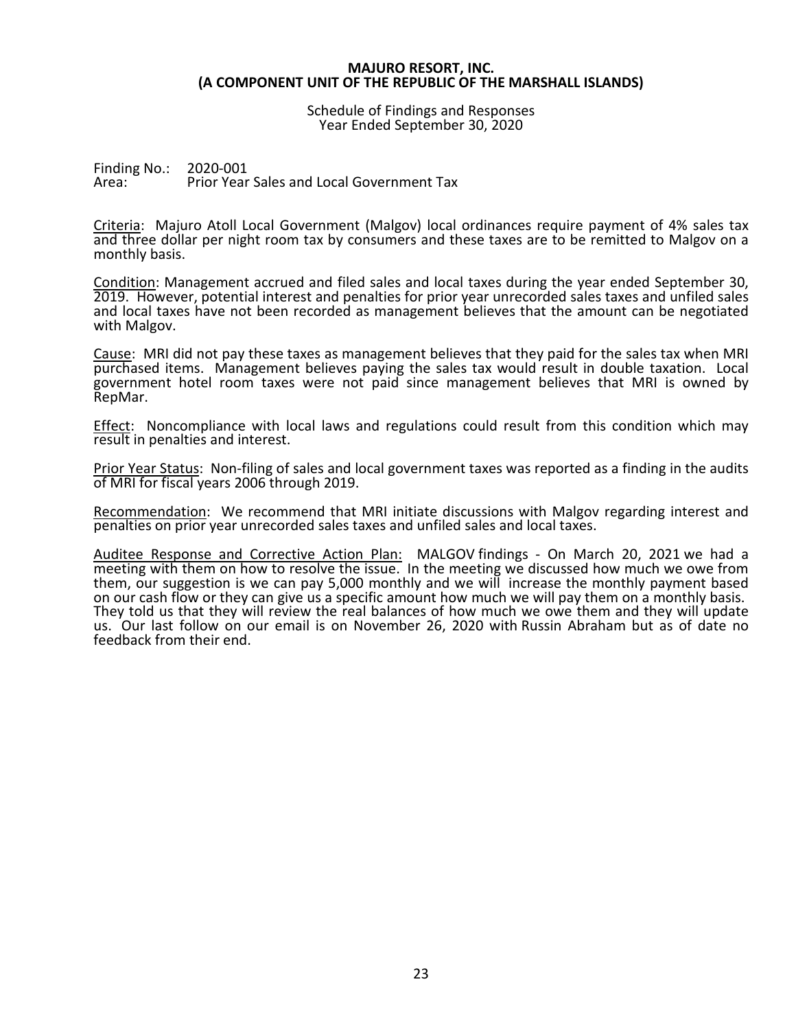**MAJURO RESORT, INC.**
**(A COMPONENT UNIT OF THE REPUBLIC OF THE MARSHALL ISLANDS)**

Schedule of Findings and Responses
Year Ended September 30, 2020

Finding No.: 2020-001
Area: Prior Year Sales and Local Government Tax

Criteria: Majuro Atoll Local Government (Malgov) local ordinances require payment of 4% sales tax and three dollar per night room tax by consumers and these taxes are to be remitted to Malgov on a monthly basis.

Condition: Management accrued and filed sales and local taxes during the year ended September 30, 2019. However, potential interest and penalties for prior year unrecorded sales taxes and unfiled sales and local taxes have not been recorded as management believes that the amount can be negotiated with Malgov.

Cause: MRI did not pay these taxes as management believes that they paid for the sales tax when MRI purchased items. Management believes paying the sales tax would result in double taxation. Local government hotel room taxes were not paid since management believes that MRI is owned by RepMar.

Effect: Noncompliance with local laws and regulations could result from this condition which may result in penalties and interest.

Prior Year Status: Non-filing of sales and local government taxes was reported as a finding in the audits of MRI for fiscal years 2006 through 2019.

Recommendation: We recommend that MRI initiate discussions with Malgov regarding interest and penalties on prior year unrecorded sales taxes and unfiled sales and local taxes.

Auditee Response and Corrective Action Plan: MALGOV findings - On March 20, 2021 we had a meeting with them on how to resolve the issue. In the meeting we discussed how much we owe from them, our suggestion is we can pay 5,000 monthly and we will increase the monthly payment based on our cash flow or they can give us a specific amount how much we will pay them on a monthly basis. They told us that they will review the real balances of how much we owe them and they will update us. Our last follow on our email is on November 26, 2020 with Russin Abraham but as of date no feedback from their end.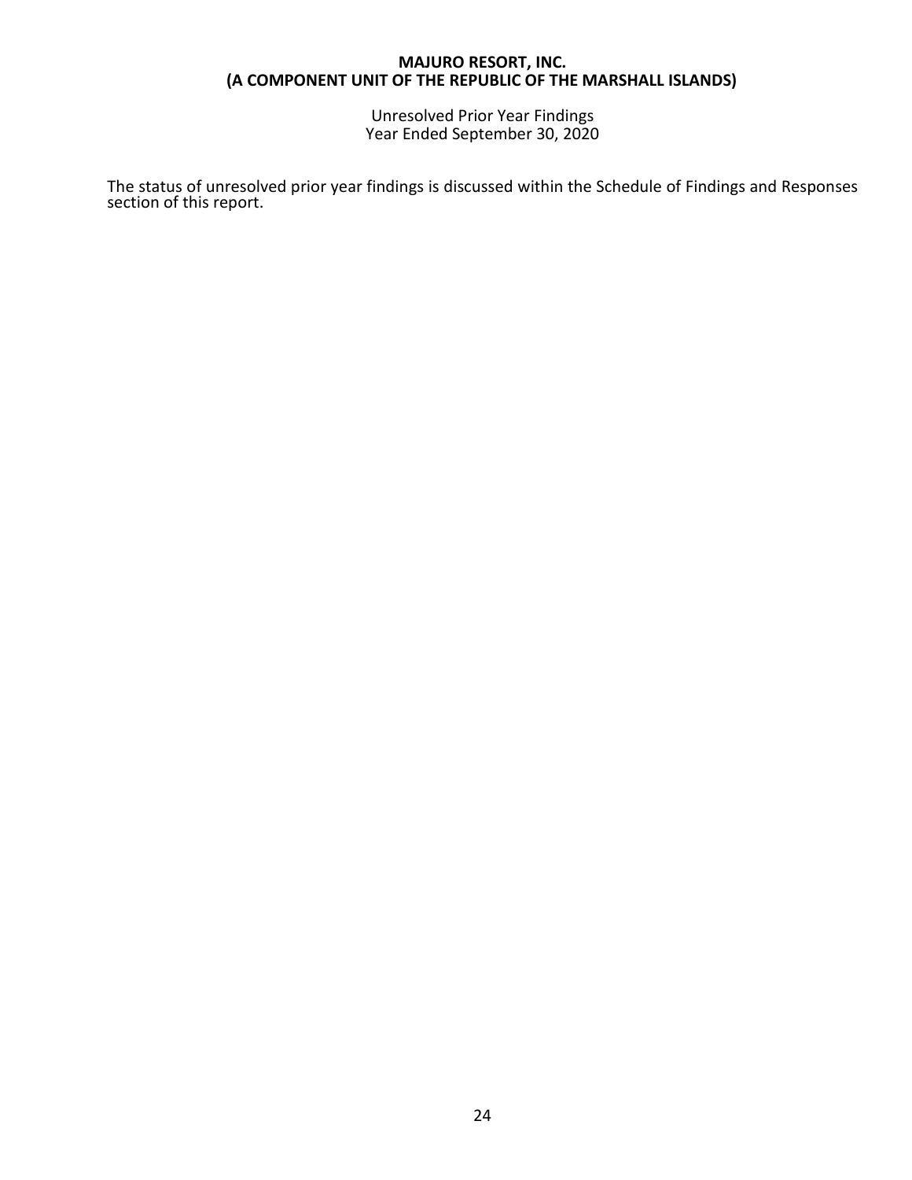**MAJURO RESORT, INC.**
**(A COMPONENT UNIT OF THE REPUBLIC OF THE MARSHALL ISLANDS)**

Unresolved Prior Year Findings
Year Ended September 30, 2020

The status of unresolved prior year findings is discussed within the Schedule of Findings and Responses section of this report.